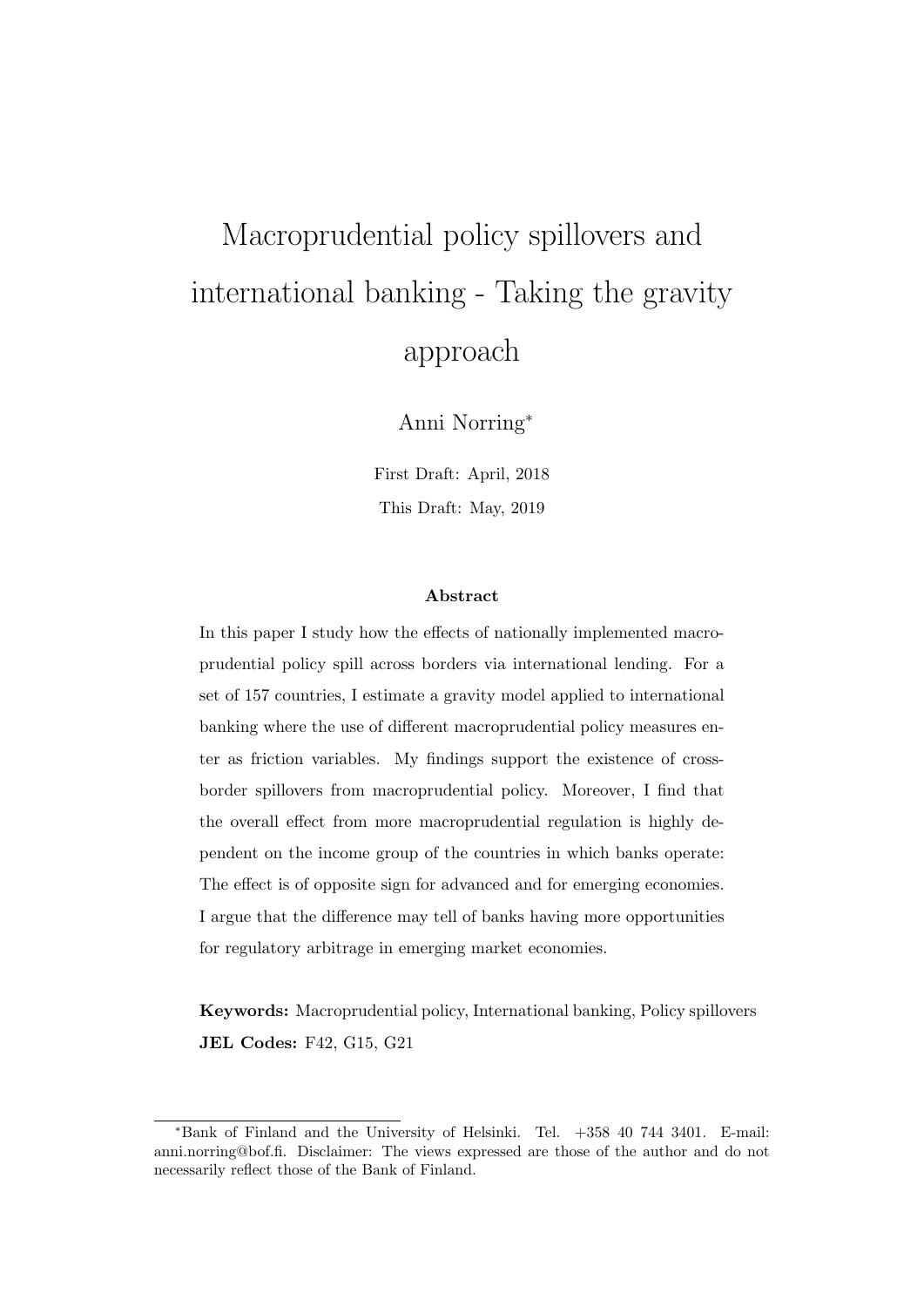# Macroprudential policy spillovers and international banking - Taking the gravity approach

Anni Norring[*]

First Draft: April, 2018

This Draft: May, 2019

### Abstract

In this paper I study how the effects of nationally implemented macroprudential policy spill across borders via international lending. For a set of 157 countries, I estimate a gravity model applied to international banking where the use of different macroprudential policy measures enter as friction variables. My findings support the existence of cross-border spillovers from macroprudential policy. Moreover, I find that the overall effect from more macroprudential regulation is highly dependent on the income group of the countries in which banks operate: The effect is of opposite sign for advanced and for emerging economies. I argue that the difference may tell of banks having more opportunities for regulatory arbitrage in emerging market economies.

**Keywords:** Macroprudential policy, International banking, Policy spillovers

**JEL Codes:** F42, G15, G21

[*]Bank of Finland and the University of Helsinki. Tel. +358 40 744 3401. E-mail: anni.norring@bof.fi. Disclaimer: The views expressed are those of the author and do not necessarily reflect those of the Bank of Finland.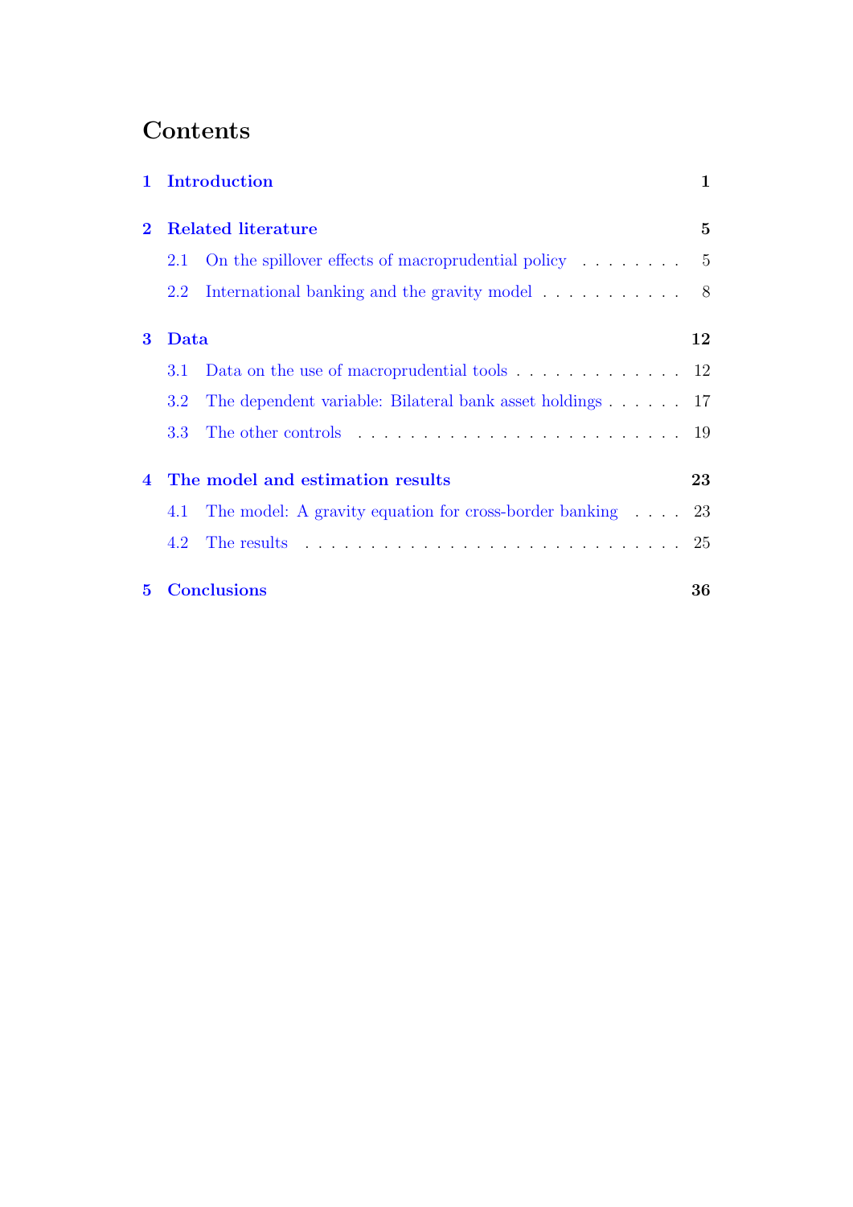# Contents

**1 Introduction** 1

**2 Related literature** 5

2.1 On the spillover effects of macroprudential policy 5

2.2 International banking and the gravity model 8

**3 Data** 12

3.1 Data on the use of macroprudential tools 12

3.2 The dependent variable: Bilateral bank asset holdings 17

3.3 The other controls 19

**4 The model and estimation results** 23

4.1 The model: A gravity equation for cross-border banking 23

4.2 The results 25

**5 Conclusions** 36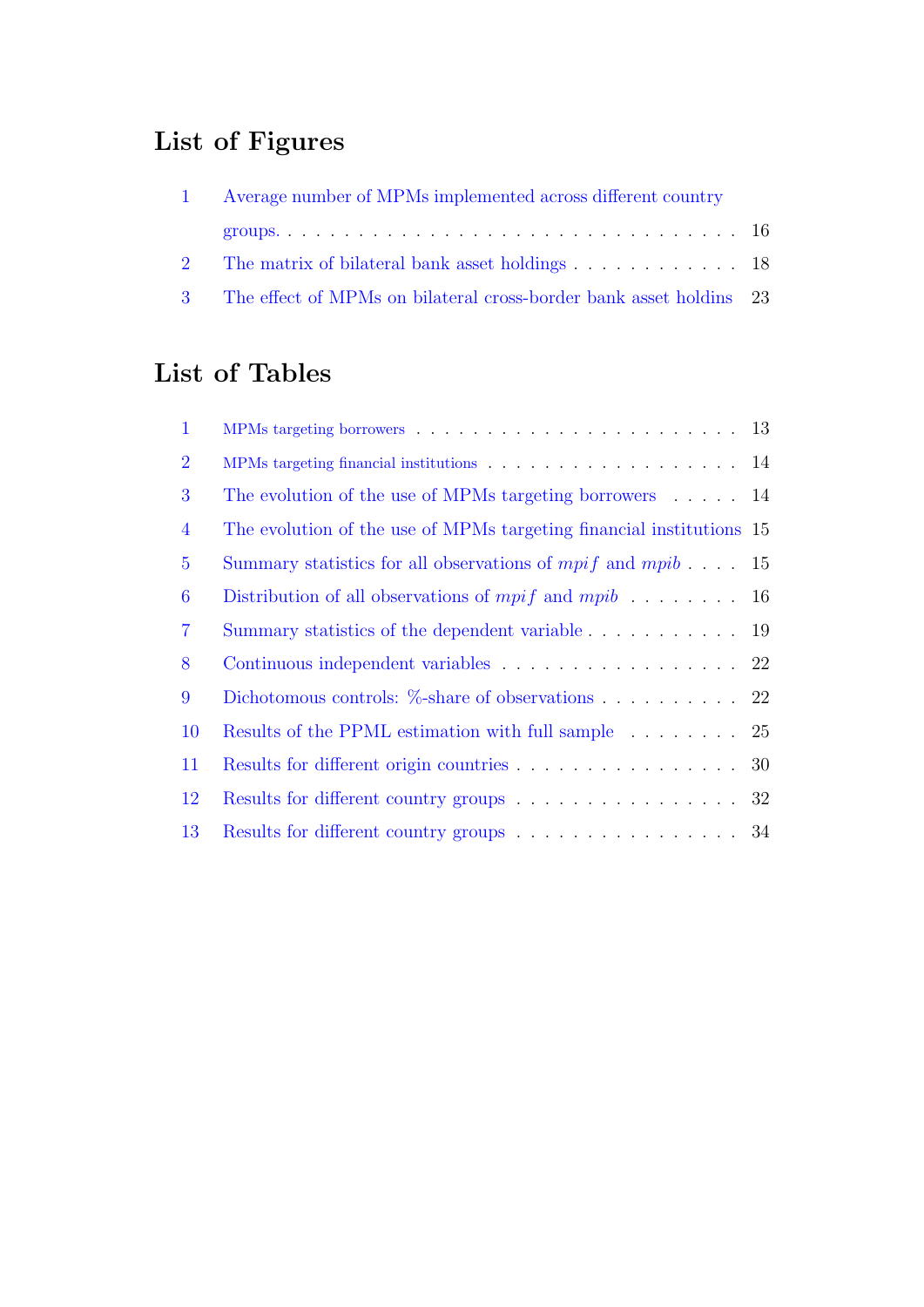# List of Figures

1 Average number of MPMs implemented across different country groups. . . . . 16
2 The matrix of bilateral bank asset holdings . . . . . 18
3 The effect of MPMs on bilateral cross-border bank asset holdins . . . . . 23

# List of Tables

1 MPMs targeting borrowers . . . . . 13
2 MPMs targeting financial institutions . . . . . 14
3 The evolution of the use of MPMs targeting borrowers . . . . . 14
4 The evolution of the use of MPMs targeting financial institutions . . . . . 15
5 Summary statistics for all observations of $mpif$ and $mpib$ . . . . . 15
6 Distribution of all observations of $mpif$ and $mpib$ . . . . . 16
7 Summary statistics of the dependent variable . . . . . 19
8 Continuous independent variables . . . . . 22
9 Dichotomous controls: %-share of observations . . . . . 22
10 Results of the PPML estimation with full sample . . . . . 25
11 Results for different origin countries . . . . . 30
12 Results for different country groups . . . . . 32
13 Results for different country groups . . . . . 34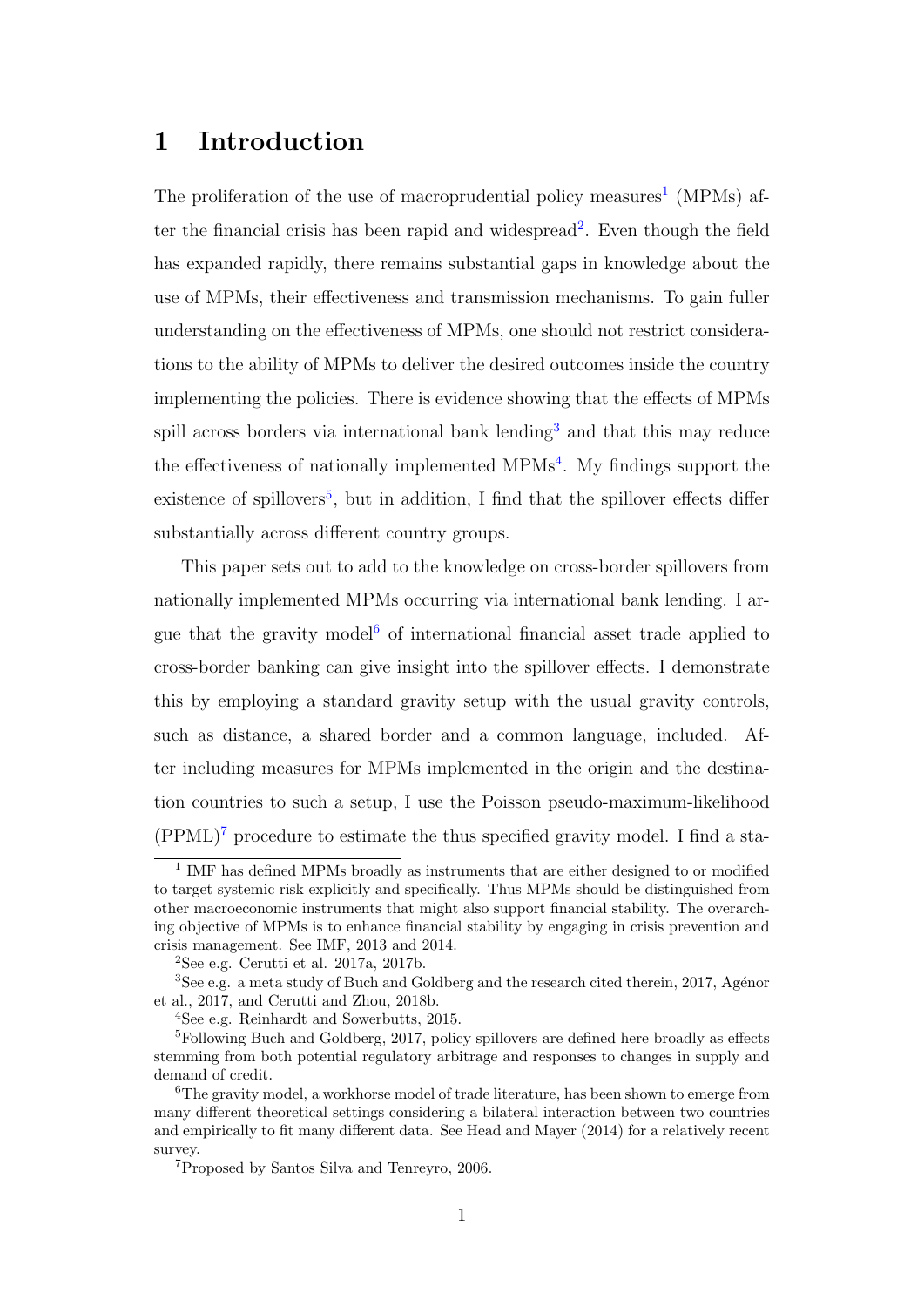# 1 Introduction

The proliferation of the use of macroprudential policy measures[1] (MPMs) after the financial crisis has been rapid and widespread[2]. Even though the field has expanded rapidly, there remains substantial gaps in knowledge about the use of MPMs, their effectiveness and transmission mechanisms. To gain fuller understanding on the effectiveness of MPMs, one should not restrict considerations to the ability of MPMs to deliver the desired outcomes inside the country implementing the policies. There is evidence showing that the effects of MPMs spill across borders via international bank lending[3] and that this may reduce the effectiveness of nationally implemented MPMs[4]. My findings support the existence of spillovers[5], but in addition, I find that the spillover effects differ substantially across different country groups.

This paper sets out to add to the knowledge on cross-border spillovers from nationally implemented MPMs occurring via international bank lending. I argue that the gravity model[6] of international financial asset trade applied to cross-border banking can give insight into the spillover effects. I demonstrate this by employing a standard gravity setup with the usual gravity controls, such as distance, a shared border and a common language, included. After including measures for MPMs implemented in the origin and the destination countries to such a setup, I use the Poisson pseudo-maximum-likelihood (PPML)[7] procedure to estimate the thus specified gravity model. I find a sta-

---

[1] IMF has defined MPMs broadly as instruments that are either designed to or modified to target systemic risk explicitly and specifically. Thus MPMs should be distinguished from other macroeconomic instruments that might also support financial stability. The overarching objective of MPMs is to enhance financial stability by engaging in crisis prevention and crisis management. See IMF, 2013 and 2014.

[2] See e.g. Cerutti et al. 2017a, 2017b.

[3] See e.g. a meta study of Buch and Goldberg and the research cited therein, 2017, Agénor et al., 2017, and Cerutti and Zhou, 2018b.

[4] See e.g. Reinhardt and Sowerbutts, 2015.

[5] Following Buch and Goldberg, 2017, policy spillovers are defined here broadly as effects stemming from both potential regulatory arbitrage and responses to changes in supply and demand of credit.

[6] The gravity model, a workhorse model of trade literature, has been shown to emerge from many different theoretical settings considering a bilateral interaction between two countries and empirically to fit many different data. See Head and Mayer (2014) for a relatively recent survey.

[7] Proposed by Santos Silva and Tenreyro, 2006.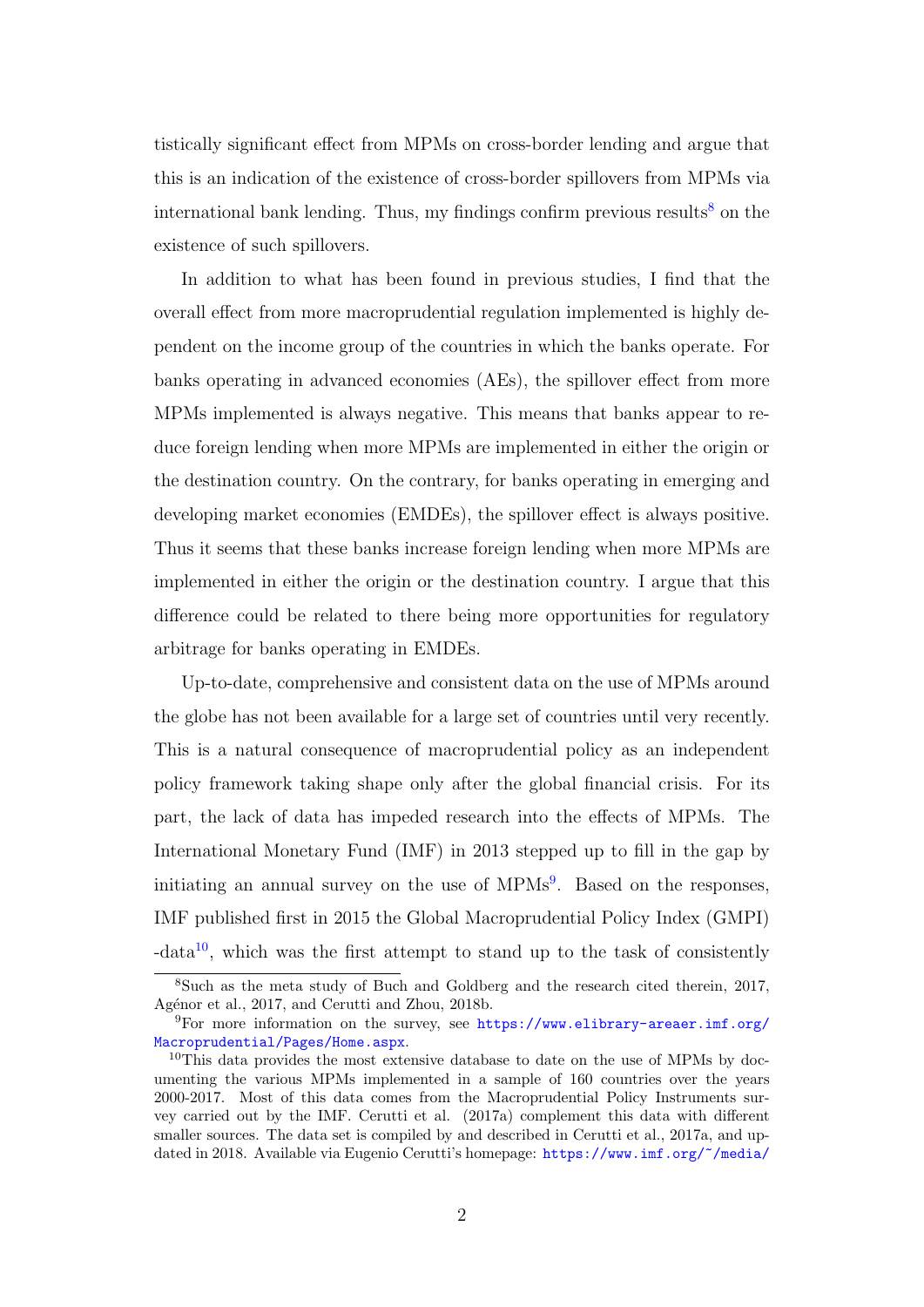tistically significant effect from MPMs on cross-border lending and argue that this is an indication of the existence of cross-border spillovers from MPMs via international bank lending. Thus, my findings confirm previous results[8] on the existence of such spillovers.

In addition to what has been found in previous studies, I find that the overall effect from more macroprudential regulation implemented is highly dependent on the income group of the countries in which the banks operate. For banks operating in advanced economies (AEs), the spillover effect from more MPMs implemented is always negative. This means that banks appear to reduce foreign lending when more MPMs are implemented in either the origin or the destination country. On the contrary, for banks operating in emerging and developing market economies (EMDEs), the spillover effect is always positive. Thus it seems that these banks increase foreign lending when more MPMs are implemented in either the origin or the destination country. I argue that this difference could be related to there being more opportunities for regulatory arbitrage for banks operating in EMDEs.

Up-to-date, comprehensive and consistent data on the use of MPMs around the globe has not been available for a large set of countries until very recently. This is a natural consequence of macroprudential policy as an independent policy framework taking shape only after the global financial crisis. For its part, the lack of data has impeded research into the effects of MPMs. The International Monetary Fund (IMF) in 2013 stepped up to fill in the gap by initiating an annual survey on the use of MPMs[9]. Based on the responses, IMF published first in 2015 the Global Macroprudential Policy Index (GMPI) -data[10], which was the first attempt to stand up to the task of consistently

[8] Such as the meta study of Buch and Goldberg and the research cited therein, 2017, Agénor et al., 2017, and Cerutti and Zhou, 2018b.

[9] For more information on the survey, see https://www.elibrary-areaer.imf.org/Macroprudential/Pages/Home.aspx.

[10] This data provides the most extensive database to date on the use of MPMs by documenting the various MPMs implemented in a sample of 160 countries over the years 2000-2017. Most of this data comes from the Macroprudential Policy Instruments survey carried out by the IMF. Cerutti et al. (2017a) complement this data with different smaller sources. The data set is compiled by and described in Cerutti et al., 2017a, and updated in 2018. Available via Eugenio Cerutti's homepage: https://www.imf.org/~/media/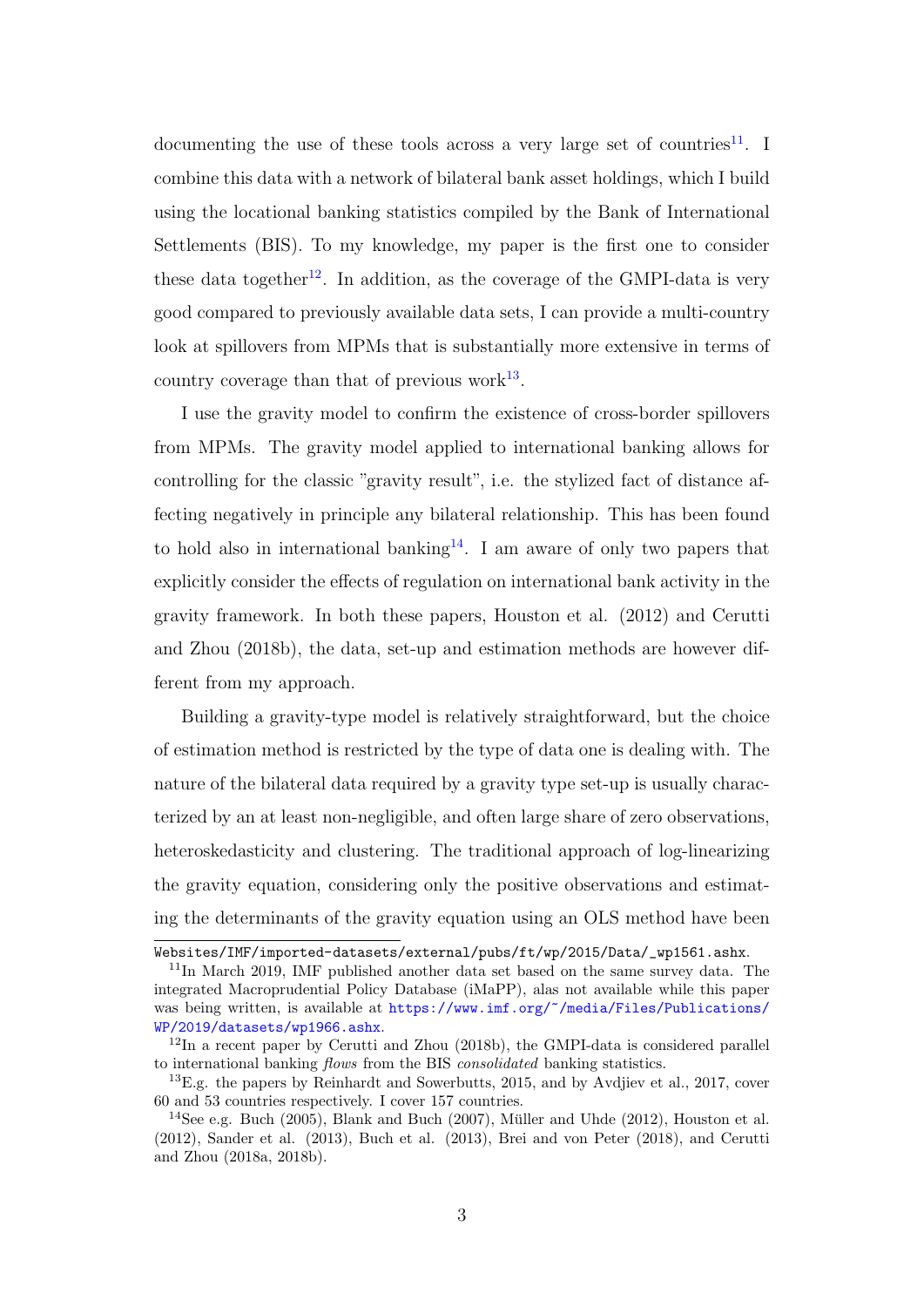documenting the use of these tools across a very large set of countries[11]. I combine this data with a network of bilateral bank asset holdings, which I build using the locational banking statistics compiled by the Bank of International Settlements (BIS). To my knowledge, my paper is the first one to consider these data together[12]. In addition, as the coverage of the GMPI-data is very good compared to previously available data sets, I can provide a multi-country look at spillovers from MPMs that is substantially more extensive in terms of country coverage than that of previous work[13].

I use the gravity model to confirm the existence of cross-border spillovers from MPMs. The gravity model applied to international banking allows for controlling for the classic "gravity result", i.e. the stylized fact of distance affecting negatively in principle any bilateral relationship. This has been found to hold also in international banking[14]. I am aware of only two papers that explicitly consider the effects of regulation on international bank activity in the gravity framework. In both these papers, Houston et al. (2012) and Cerutti and Zhou (2018b), the data, set-up and estimation methods are however different from my approach.

Building a gravity-type model is relatively straightforward, but the choice of estimation method is restricted by the type of data one is dealing with. The nature of the bilateral data required by a gravity type set-up is usually characterized by an at least non-negligible, and often large share of zero observations, heteroskedasticity and clustering. The traditional approach of log-linearizing the gravity equation, considering only the positive observations and estimating the determinants of the gravity equation using an OLS method have been

---

Websites/IMF/imported-datasets/external/pubs/ft/wp/2015/Data/_wp1561.ashx.

[11]In March 2019, IMF published another data set based on the same survey data. The integrated Macroprudential Policy Database (iMaPP), alas not available while this paper was being written, is available at https://www.imf.org/~/media/Files/Publications/WP/2019/datasets/wp1966.ashx.

[12]In a recent paper by Cerutti and Zhou (2018b), the GMPI-data is considered parallel to international banking *flows* from the BIS *consolidated* banking statistics.

[13]E.g. the papers by Reinhardt and Sowerbutts, 2015, and by Avdjiev et al., 2017, cover 60 and 53 countries respectively. I cover 157 countries.

[14]See e.g. Buch (2005), Blank and Buch (2007), Müller and Uhde (2012), Houston et al. (2012), Sander et al. (2013), Buch et al. (2013), Brei and von Peter (2018), and Cerutti and Zhou (2018a, 2018b).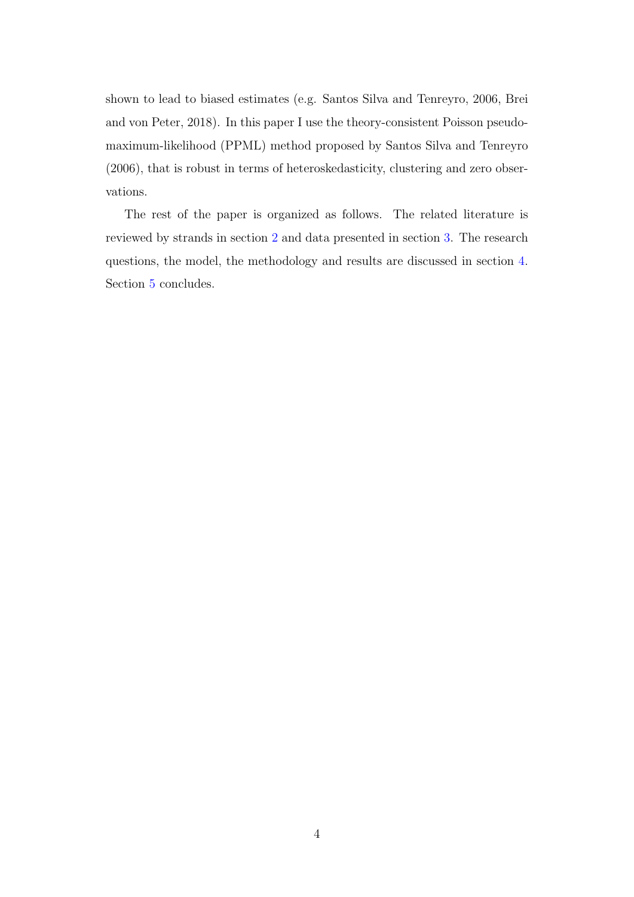shown to lead to biased estimates (e.g. Santos Silva and Tenreyro, 2006, Brei and von Peter, 2018). In this paper I use the theory-consistent Poisson pseudo-maximum-likelihood (PPML) method proposed by Santos Silva and Tenreyro (2006), that is robust in terms of heteroskedasticity, clustering and zero observations.

The rest of the paper is organized as follows. The related literature is reviewed by strands in section 2 and data presented in section 3. The research questions, the model, the methodology and results are discussed in section 4. Section 5 concludes.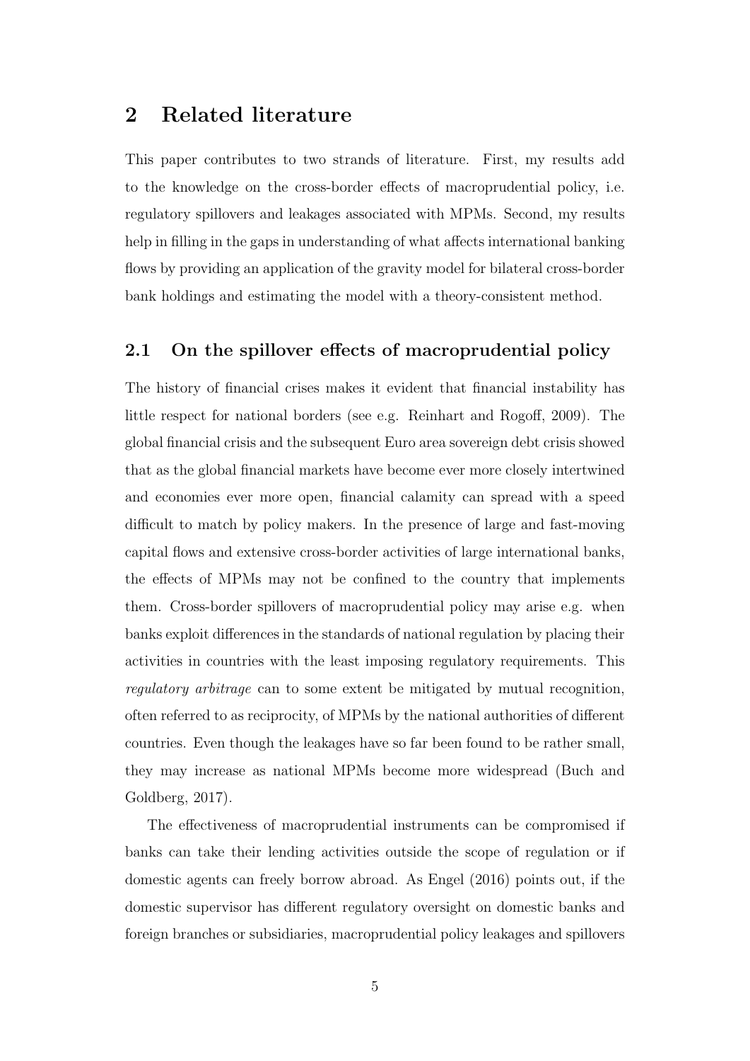## 2 Related literature

This paper contributes to two strands of literature. First, my results add to the knowledge on the cross-border effects of macroprudential policy, i.e. regulatory spillovers and leakages associated with MPMs. Second, my results help in filling in the gaps in understanding of what affects international banking flows by providing an application of the gravity model for bilateral cross-border bank holdings and estimating the model with a theory-consistent method.

### 2.1 On the spillover effects of macroprudential policy

The history of financial crises makes it evident that financial instability has little respect for national borders (see e.g. Reinhart and Rogoff, 2009). The global financial crisis and the subsequent Euro area sovereign debt crisis showed that as the global financial markets have become ever more closely intertwined and economies ever more open, financial calamity can spread with a speed difficult to match by policy makers. In the presence of large and fast-moving capital flows and extensive cross-border activities of large international banks, the effects of MPMs may not be confined to the country that implements them. Cross-border spillovers of macroprudential policy may arise e.g. when banks exploit differences in the standards of national regulation by placing their activities in countries with the least imposing regulatory requirements. This *regulatory arbitrage* can to some extent be mitigated by mutual recognition, often referred to as reciprocity, of MPMs by the national authorities of different countries. Even though the leakages have so far been found to be rather small, they may increase as national MPMs become more widespread (Buch and Goldberg, 2017).

The effectiveness of macroprudential instruments can be compromised if banks can take their lending activities outside the scope of regulation or if domestic agents can freely borrow abroad. As Engel (2016) points out, if the domestic supervisor has different regulatory oversight on domestic banks and foreign branches or subsidiaries, macroprudential policy leakages and spillovers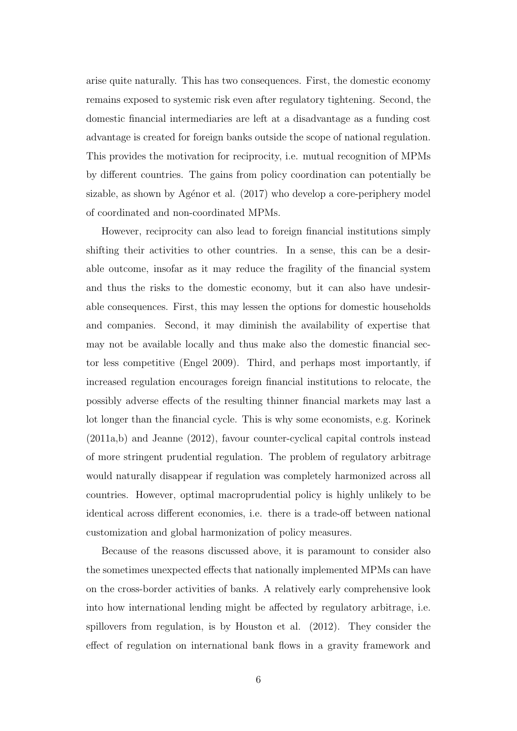arise quite naturally. This has two consequences. First, the domestic economy remains exposed to systemic risk even after regulatory tightening. Second, the domestic financial intermediaries are left at a disadvantage as a funding cost advantage is created for foreign banks outside the scope of national regulation. This provides the motivation for reciprocity, i.e. mutual recognition of MPMs by different countries. The gains from policy coordination can potentially be sizable, as shown by Agénor et al. (2017) who develop a core-periphery model of coordinated and non-coordinated MPMs.

However, reciprocity can also lead to foreign financial institutions simply shifting their activities to other countries. In a sense, this can be a desirable outcome, insofar as it may reduce the fragility of the financial system and thus the risks to the domestic economy, but it can also have undesirable consequences. First, this may lessen the options for domestic households and companies. Second, it may diminish the availability of expertise that may not be available locally and thus make also the domestic financial sector less competitive (Engel 2009). Third, and perhaps most importantly, if increased regulation encourages foreign financial institutions to relocate, the possibly adverse effects of the resulting thinner financial markets may last a lot longer than the financial cycle. This is why some economists, e.g. Korinek (2011a,b) and Jeanne (2012), favour counter-cyclical capital controls instead of more stringent prudential regulation. The problem of regulatory arbitrage would naturally disappear if regulation was completely harmonized across all countries. However, optimal macroprudential policy is highly unlikely to be identical across different economies, i.e. there is a trade-off between national customization and global harmonization of policy measures.

Because of the reasons discussed above, it is paramount to consider also the sometimes unexpected effects that nationally implemented MPMs can have on the cross-border activities of banks. A relatively early comprehensive look into how international lending might be affected by regulatory arbitrage, i.e. spillovers from regulation, is by Houston et al. (2012). They consider the effect of regulation on international bank flows in a gravity framework and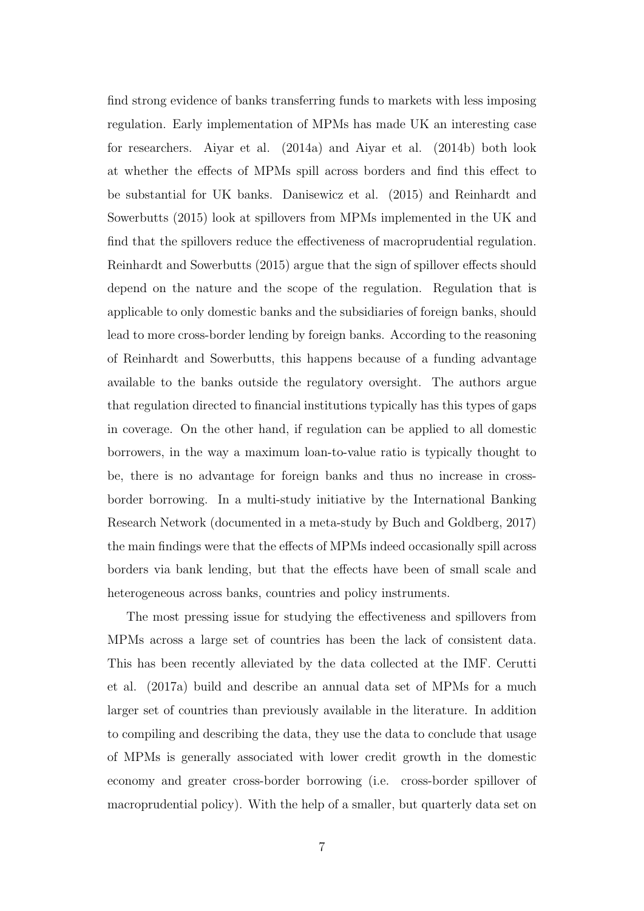find strong evidence of banks transferring funds to markets with less imposing regulation. Early implementation of MPMs has made UK an interesting case for researchers. Aiyar et al. (2014a) and Aiyar et al. (2014b) both look at whether the effects of MPMs spill across borders and find this effect to be substantial for UK banks. Danisewicz et al. (2015) and Reinhardt and Sowerbutts (2015) look at spillovers from MPMs implemented in the UK and find that the spillovers reduce the effectiveness of macroprudential regulation. Reinhardt and Sowerbutts (2015) argue that the sign of spillover effects should depend on the nature and the scope of the regulation. Regulation that is applicable to only domestic banks and the subsidiaries of foreign banks, should lead to more cross-border lending by foreign banks. According to the reasoning of Reinhardt and Sowerbutts, this happens because of a funding advantage available to the banks outside the regulatory oversight. The authors argue that regulation directed to financial institutions typically has this types of gaps in coverage. On the other hand, if regulation can be applied to all domestic borrowers, in the way a maximum loan-to-value ratio is typically thought to be, there is no advantage for foreign banks and thus no increase in cross-border borrowing. In a multi-study initiative by the International Banking Research Network (documented in a meta-study by Buch and Goldberg, 2017) the main findings were that the effects of MPMs indeed occasionally spill across borders via bank lending, but that the effects have been of small scale and heterogeneous across banks, countries and policy instruments.

The most pressing issue for studying the effectiveness and spillovers from MPMs across a large set of countries has been the lack of consistent data. This has been recently alleviated by the data collected at the IMF. Cerutti et al. (2017a) build and describe an annual data set of MPMs for a much larger set of countries than previously available in the literature. In addition to compiling and describing the data, they use the data to conclude that usage of MPMs is generally associated with lower credit growth in the domestic economy and greater cross-border borrowing (i.e. cross-border spillover of macroprudential policy). With the help of a smaller, but quarterly data set on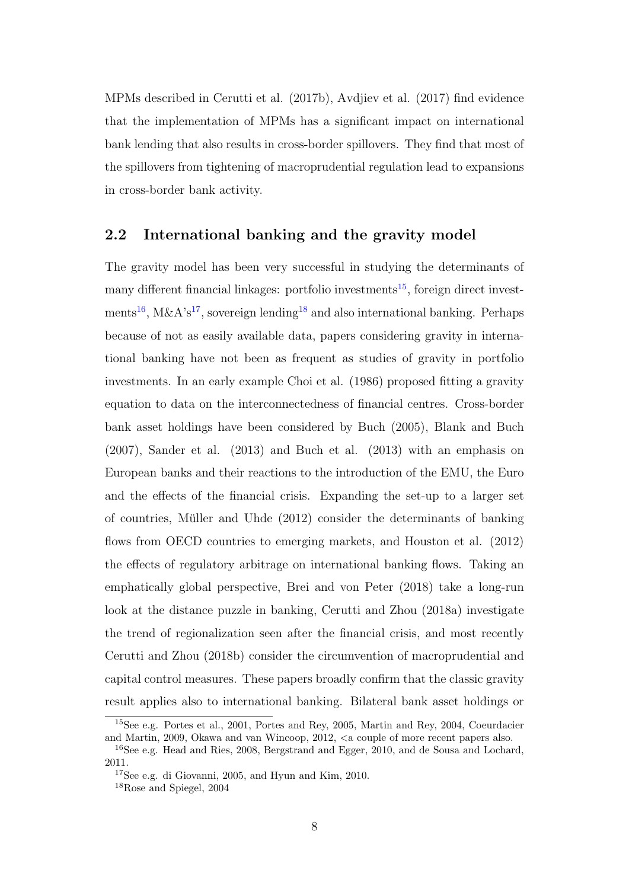MPMs described in Cerutti et al. (2017b), Avdjiev et al. (2017) find evidence that the implementation of MPMs has a significant impact on international bank lending that also results in cross-border spillovers. They find that most of the spillovers from tightening of macroprudential regulation lead to expansions in cross-border bank activity.

## 2.2 International banking and the gravity model

The gravity model has been very successful in studying the determinants of many different financial linkages: portfolio investments[15], foreign direct investments[16], M&A's[17], sovereign lending[18] and also international banking. Perhaps because of not as easily available data, papers considering gravity in international banking have not been as frequent as studies of gravity in portfolio investments. In an early example Choi et al. (1986) proposed fitting a gravity equation to data on the interconnectedness of financial centres. Cross-border bank asset holdings have been considered by Buch (2005), Blank and Buch (2007), Sander et al. (2013) and Buch et al. (2013) with an emphasis on European banks and their reactions to the introduction of the EMU, the Euro and the effects of the financial crisis. Expanding the set-up to a larger set of countries, Müller and Uhde (2012) consider the determinants of banking flows from OECD countries to emerging markets, and Houston et al. (2012) the effects of regulatory arbitrage on international banking flows. Taking an emphatically global perspective, Brei and von Peter (2018) take a long-run look at the distance puzzle in banking, Cerutti and Zhou (2018a) investigate the trend of regionalization seen after the financial crisis, and most recently Cerutti and Zhou (2018b) consider the circumvention of macroprudential and capital control measures. These papers broadly confirm that the classic gravity result applies also to international banking. Bilateral bank asset holdings or

[15] See e.g. Portes et al., 2001, Portes and Rey, 2005, Martin and Rey, 2004, Coeurdacier and Martin, 2009, Okawa and van Wincoop, 2012, <a couple of more recent papers also.

[16] See e.g. Head and Ries, 2008, Bergstrand and Egger, 2010, and de Sousa and Lochard, 2011.

[17] See e.g. di Giovanni, 2005, and Hyun and Kim, 2010.

[18] Rose and Spiegel, 2004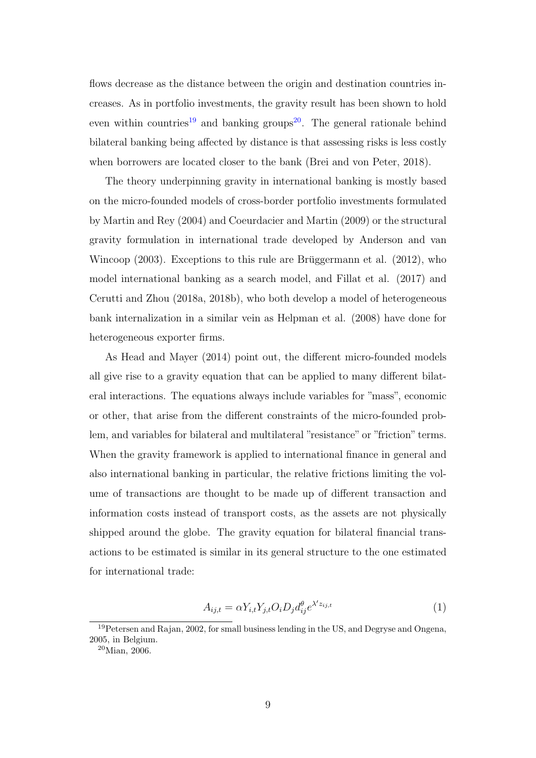flows decrease as the distance between the origin and destination countries increases. As in portfolio investments, the gravity result has been shown to hold even within countries[19] and banking groups[20]. The general rationale behind bilateral banking being affected by distance is that assessing risks is less costly when borrowers are located closer to the bank (Brei and von Peter, 2018).

The theory underpinning gravity in international banking is mostly based on the micro-founded models of cross-border portfolio investments formulated by Martin and Rey (2004) and Coeurdacier and Martin (2009) or the structural gravity formulation in international trade developed by Anderson and van Wincoop (2003). Exceptions to this rule are Brüggermann et al. (2012), who model international banking as a search model, and Fillat et al. (2017) and Cerutti and Zhou (2018a, 2018b), who both develop a model of heterogeneous bank internalization in a similar vein as Helpman et al. (2008) have done for heterogeneous exporter firms.

As Head and Mayer (2014) point out, the different micro-founded models all give rise to a gravity equation that can be applied to many different bilateral interactions. The equations always include variables for "mass", economic or other, that arise from the different constraints of the micro-founded problem, and variables for bilateral and multilateral "resistance" or "friction" terms. When the gravity framework is applied to international finance in general and also international banking in particular, the relative frictions limiting the volume of transactions are thought to be made up of different transaction and information costs instead of transport costs, as the assets are not physically shipped around the globe. The gravity equation for bilateral financial transactions to be estimated is similar in its general structure to the one estimated for international trade:

$$A_{ij,t} = \alpha Y_{i,t} Y_{j,t} O_i D_j d_{ij}^{\theta} e^{\lambda' z_{ij,t}} \tag{1}$$

[19] Petersen and Rajan, 2002, for small business lending in the US, and Degryse and Ongena, 2005, in Belgium.

[20] Mian, 2006.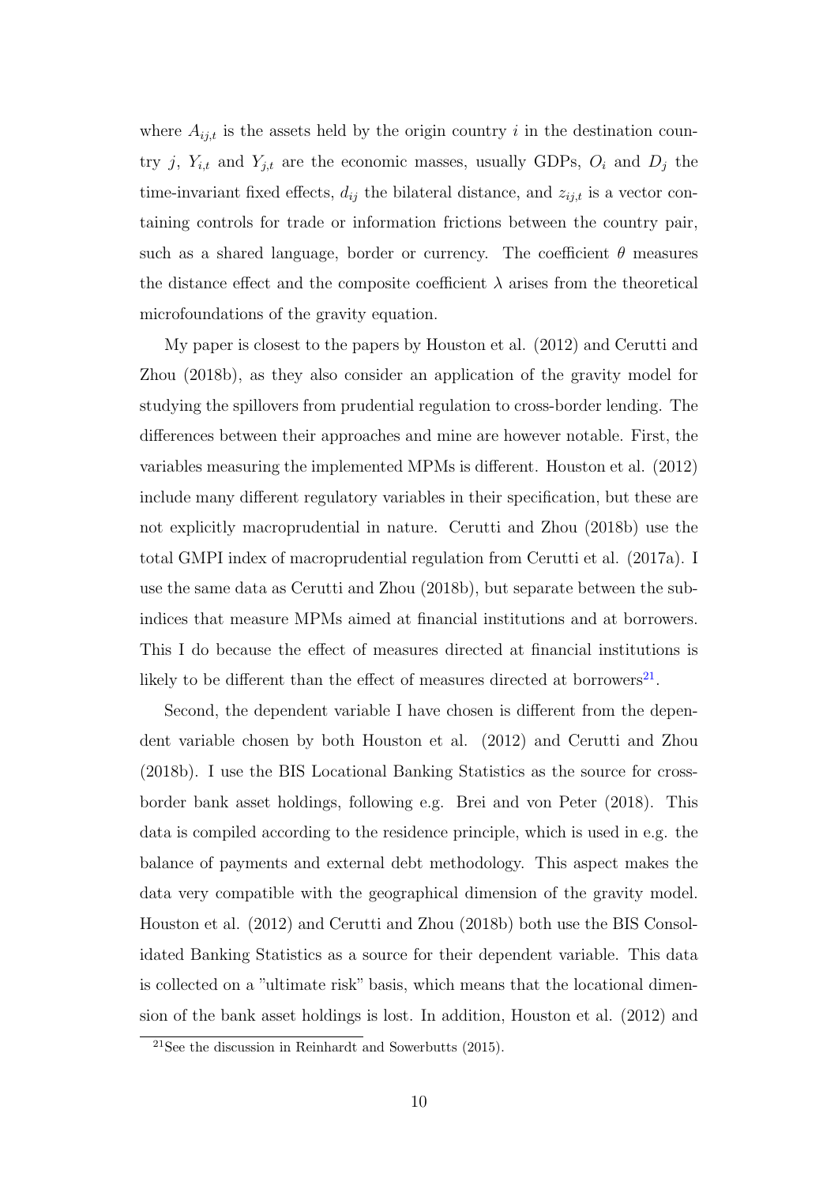where $A_{ij,t}$ is the assets held by the origin country $i$ in the destination country $j$, $Y_{i,t}$ and $Y_{j,t}$ are the economic masses, usually GDPs, $O_i$ and $D_j$ the time-invariant fixed effects, $d_{ij}$ the bilateral distance, and $z_{ij,t}$ is a vector containing controls for trade or information frictions between the country pair, such as a shared language, border or currency. The coefficient $\theta$ measures the distance effect and the composite coefficient $\lambda$ arises from the theoretical microfoundations of the gravity equation.

My paper is closest to the papers by Houston et al. (2012) and Cerutti and Zhou (2018b), as they also consider an application of the gravity model for studying the spillovers from prudential regulation to cross-border lending. The differences between their approaches and mine are however notable. First, the variables measuring the implemented MPMs is different. Houston et al. (2012) include many different regulatory variables in their specification, but these are not explicitly macroprudential in nature. Cerutti and Zhou (2018b) use the total GMPI index of macroprudential regulation from Cerutti et al. (2017a). I use the same data as Cerutti and Zhou (2018b), but separate between the sub-indices that measure MPMs aimed at financial institutions and at borrowers. This I do because the effect of measures directed at financial institutions is likely to be different than the effect of measures directed at borrowers[21].

Second, the dependent variable I have chosen is different from the dependent variable chosen by both Houston et al. (2012) and Cerutti and Zhou (2018b). I use the BIS Locational Banking Statistics as the source for cross-border bank asset holdings, following e.g. Brei and von Peter (2018). This data is compiled according to the residence principle, which is used in e.g. the balance of payments and external debt methodology. This aspect makes the data very compatible with the geographical dimension of the gravity model. Houston et al. (2012) and Cerutti and Zhou (2018b) both use the BIS Consolidated Banking Statistics as a source for their dependent variable. This data is collected on a "ultimate risk" basis, which means that the locational dimension of the bank asset holdings is lost. In addition, Houston et al. (2012) and

[21] See the discussion in Reinhardt and Sowerbutts (2015).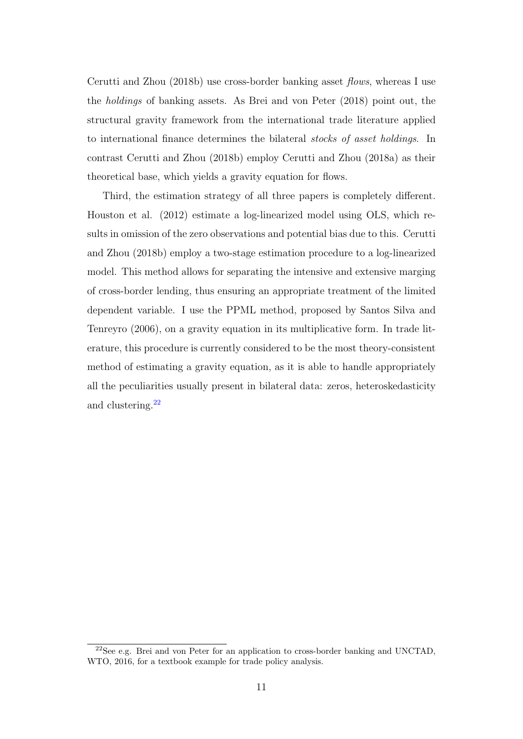Cerutti and Zhou (2018b) use cross-border banking asset *flows*, whereas I use the *holdings* of banking assets. As Brei and von Peter (2018) point out, the structural gravity framework from the international trade literature applied to international finance determines the bilateral *stocks of asset holdings*. In contrast Cerutti and Zhou (2018b) employ Cerutti and Zhou (2018a) as their theoretical base, which yields a gravity equation for flows.

Third, the estimation strategy of all three papers is completely different. Houston et al. (2012) estimate a log-linearized model using OLS, which results in omission of the zero observations and potential bias due to this. Cerutti and Zhou (2018b) employ a two-stage estimation procedure to a log-linearized model. This method allows for separating the intensive and extensive marging of cross-border lending, thus ensuring an appropriate treatment of the limited dependent variable. I use the PPML method, proposed by Santos Silva and Tenreyro (2006), on a gravity equation in its multiplicative form. In trade literature, this procedure is currently considered to be the most theory-consistent method of estimating a gravity equation, as it is able to handle appropriately all the peculiarities usually present in bilateral data: zeros, heteroskedasticity and clustering.[22]

[22] See e.g. Brei and von Peter for an application to cross-border banking and UNCTAD, WTO, 2016, for a textbook example for trade policy analysis.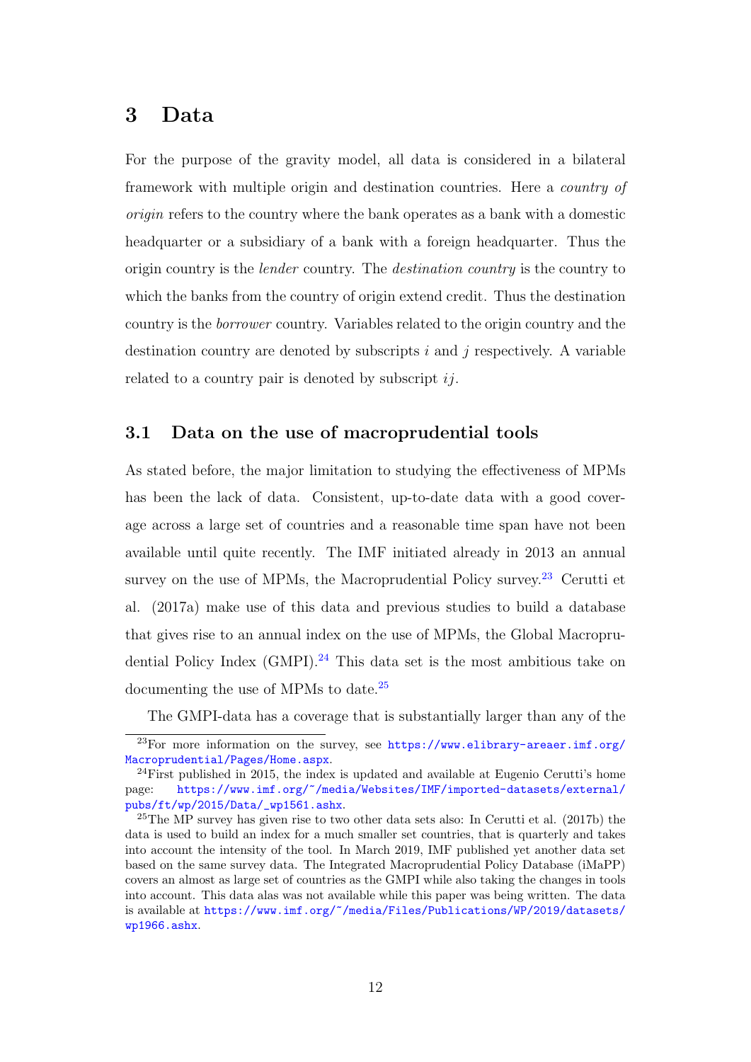# 3 Data

For the purpose of the gravity model, all data is considered in a bilateral framework with multiple origin and destination countries. Here a *country of origin* refers to the country where the bank operates as a bank with a domestic headquarter or a subsidiary of a bank with a foreign headquarter. Thus the origin country is the *lender* country. The *destination country* is the country to which the banks from the country of origin extend credit. Thus the destination country is the *borrower* country. Variables related to the origin country and the destination country are denoted by subscripts $i$ and $j$ respectively. A variable related to a country pair is denoted by subscript $ij$.

## 3.1 Data on the use of macroprudential tools

As stated before, the major limitation to studying the effectiveness of MPMs has been the lack of data. Consistent, up-to-date data with a good coverage across a large set of countries and a reasonable time span have not been available until quite recently. The IMF initiated already in 2013 an annual survey on the use of MPMs, the Macroprudential Policy survey.[23] Cerutti et al. (2017a) make use of this data and previous studies to build a database that gives rise to an annual index on the use of MPMs, the Global Macroprudential Policy Index (GMPI).[24] This data set is the most ambitious take on documenting the use of MPMs to date.[25]

The GMPI-data has a coverage that is substantially larger than any of the

[23]For more information on the survey, see https://www.elibrary-areaer.imf.org/Macroprudential/Pages/Home.aspx.

[24]First published in 2015, the index is updated and available at Eugenio Cerutti's home page: https://www.imf.org/~/media/Websites/IMF/imported-datasets/external/pubs/ft/wp/2015/Data/_wp1561.ashx.

[25]The MP survey has given rise to two other data sets also: In Cerutti et al. (2017b) the data is used to build an index for a much smaller set countries, that is quarterly and takes into account the intensity of the tool. In March 2019, IMF published yet another data set based on the same survey data. The Integrated Macroprudential Policy Database (iMaPP) covers an almost as large set of countries as the GMPI while also taking the changes in tools into account. This data alas was not available while this paper was being written. The data is available at https://www.imf.org/~/media/Files/Publications/WP/2019/datasets/wp1966.ashx.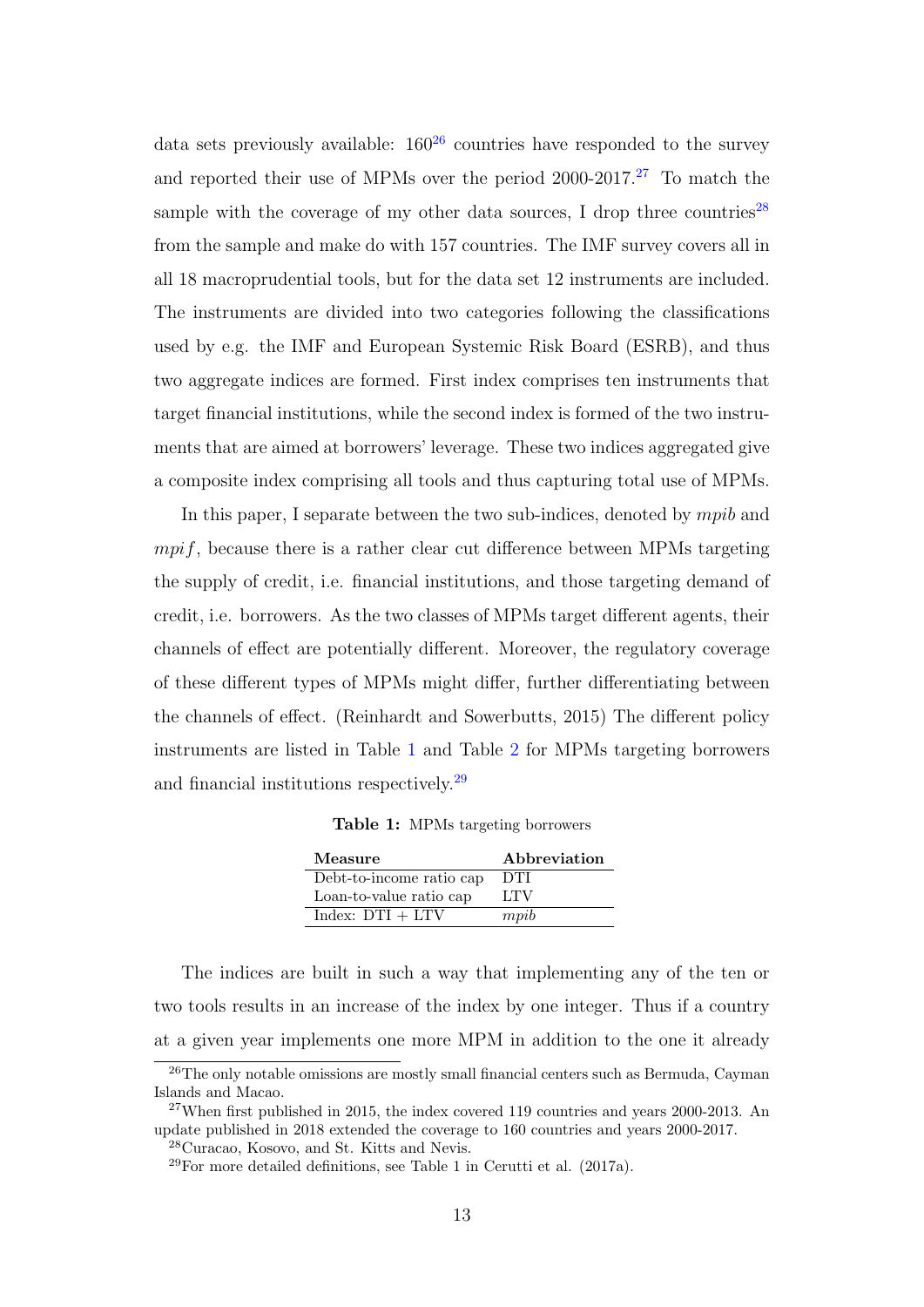data sets previously available: 160[26] countries have responded to the survey and reported their use of MPMs over the period 2000-2017.[27] To match the sample with the coverage of my other data sources, I drop three countries[28] from the sample and make do with 157 countries. The IMF survey covers all in all 18 macroprudential tools, but for the data set 12 instruments are included. The instruments are divided into two categories following the classifications used by e.g. the IMF and European Systemic Risk Board (ESRB), and thus two aggregate indices are formed. First index comprises ten instruments that target financial institutions, while the second index is formed of the two instruments that are aimed at borrowers' leverage. These two indices aggregated give a composite index comprising all tools and thus capturing total use of MPMs.

In this paper, I separate between the two sub-indices, denoted by *mpib* and *mpif*, because there is a rather clear cut difference between MPMs targeting the supply of credit, i.e. financial institutions, and those targeting demand of credit, i.e. borrowers. As the two classes of MPMs target different agents, their channels of effect are potentially different. Moreover, the regulatory coverage of these different types of MPMs might differ, further differentiating between the channels of effect. (Reinhardt and Sowerbutts, 2015) The different policy instruments are listed in Table 1 and Table 2 for MPMs targeting borrowers and financial institutions respectively.[29]

**Table 1:** MPMs targeting borrowers

| Measure | Abbreviation |
|---|---|
| Debt-to-income ratio cap | DTI |
| Loan-to-value ratio cap | LTV |
| Index: DTI + LTV | *mpib* |

The indices are built in such a way that implementing any of the ten or two tools results in an increase of the index by one integer. Thus if a country at a given year implements one more MPM in addition to the one it already

[26] The only notable omissions are mostly small financial centers such as Bermuda, Cayman Islands and Macao.

[27] When first published in 2015, the index covered 119 countries and years 2000-2013. An update published in 2018 extended the coverage to 160 countries and years 2000-2017.

[28] Curacao, Kosovo, and St. Kitts and Nevis.

[29] For more detailed definitions, see Table 1 in Cerutti et al. (2017a).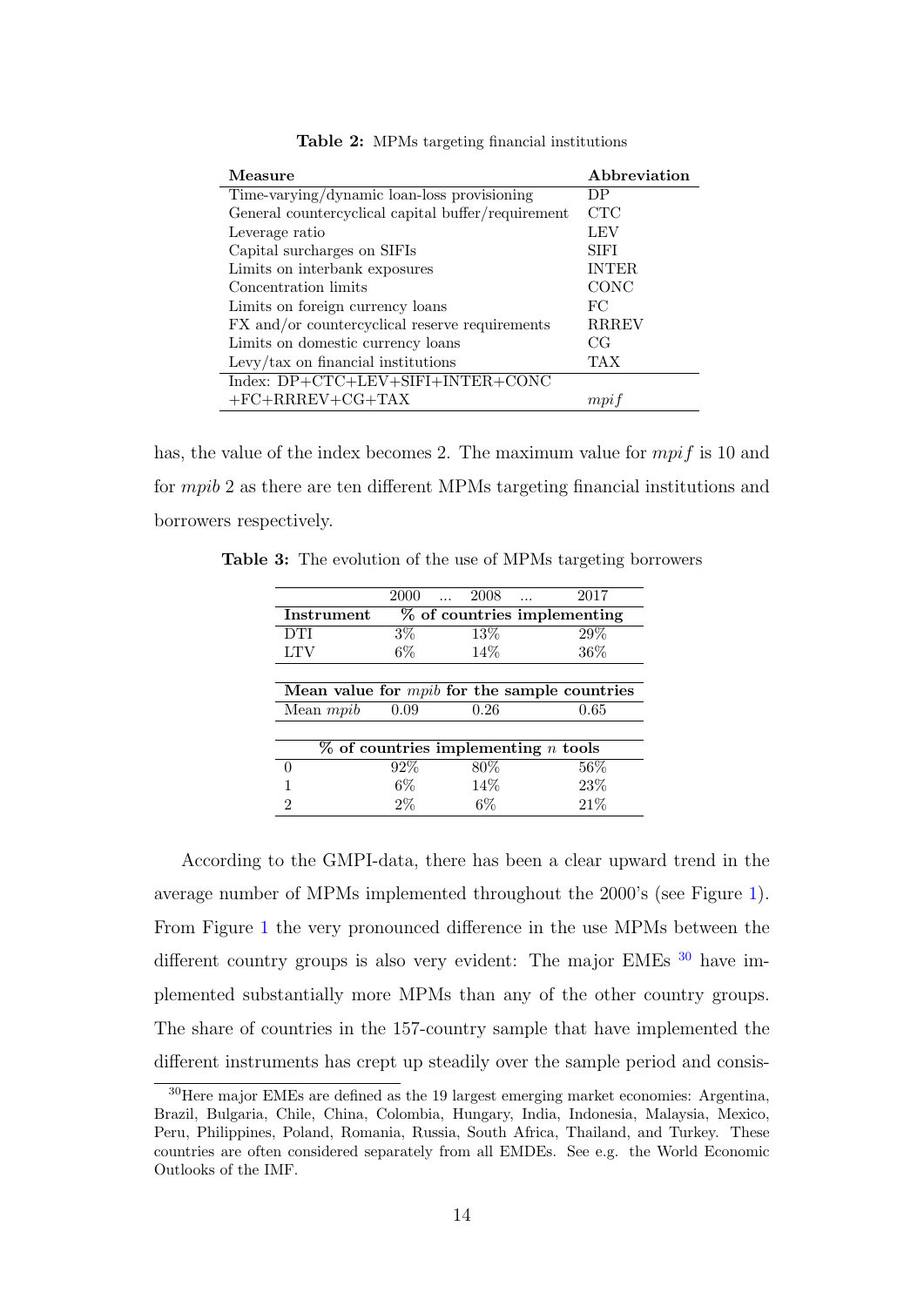**Table 2:** MPMs targeting financial institutions

| Measure | Abbreviation |
|---|---|
| Time-varying/dynamic loan-loss provisioning | DP |
| General countercyclical capital buffer/requirement | CTC |
| Leverage ratio | LEV |
| Capital surcharges on SIFIs | SIFI |
| Limits on interbank exposures | INTER |
| Concentration limits | CONC |
| Limits on foreign currency loans | FC |
| FX and/or countercyclical reserve requirements | RRREV |
| Limits on domestic currency loans | CG |
| Levy/tax on financial institutions | TAX |
| Index: DP+CTC+LEV+SIFI+INTER+CONC +FC+RRREV+CG+TAX | $mpif$ |

has, the value of the index becomes 2. The maximum value for $mpif$ is 10 and for $mpib$ 2 as there are ten different MPMs targeting financial institutions and borrowers respectively.

**Table 3:** The evolution of the use of MPMs targeting borrowers

| | 2000 | ... 2008 ... | 2017 |
|---|---|---|---|
| **Instrument** | **% of countries implementing** | | |
| DTI | 3% | 13% | 29% |
| LTV | 6% | 14% | 36% |
| **Mean value for $mpib$ for the sample countries** | | | |
| Mean $mpib$ | 0.09 | 0.26 | 0.65 |
| **% of countries implementing $n$ tools** | | | |
| 0 | 92% | 80% | 56% |
| 1 | 6% | 14% | 23% |
| 2 | 2% | 6% | 21% |

According to the GMPI-data, there has been a clear upward trend in the average number of MPMs implemented throughout the 2000's (see Figure 1). From Figure 1 the very pronounced difference in the use MPMs between the different country groups is also very evident: The major EMEs [30] have implemented substantially more MPMs than any of the other country groups. The share of countries in the 157-country sample that have implemented the different instruments has crept up steadily over the sample period and consis-

[30] Here major EMEs are defined as the 19 largest emerging market economies: Argentina, Brazil, Bulgaria, Chile, China, Colombia, Hungary, India, Indonesia, Malaysia, Mexico, Peru, Philippines, Poland, Romania, Russia, South Africa, Thailand, and Turkey. These countries are often considered separately from all EMDEs. See e.g. the World Economic Outlooks of the IMF.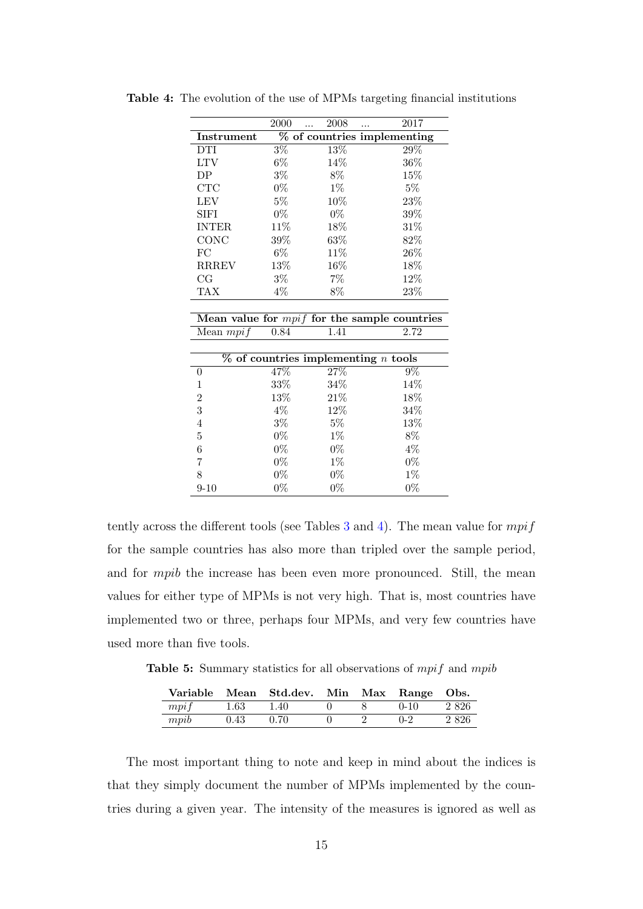**Table 4:** The evolution of the use of MPMs targeting financial institutions

| | 2000 | ... | 2008 | ... | 2017 |
|---|---|---|---|---|---|
| **Instrument** | **% of countries implementing** | | | | |
| DTI | 3% | | 13% | | 29% |
| LTV | 6% | | 14% | | 36% |
| DP | 3% | | 8% | | 15% |
| CTC | 0% | | 1% | | 5% |
| LEV | 5% | | 10% | | 23% |
| SIFI | 0% | | 0% | | 39% |
| INTER | 11% | | 18% | | 31% |
| CONC | 39% | | 63% | | 82% |
| FC | 6% | | 11% | | 26% |
| RRREV | 13% | | 16% | | 18% |
| CG | 3% | | 7% | | 12% |
| TAX | 4% | | 8% | | 23% |
| **Mean value for $mpif$ for the sample countries** | | | | | |
| Mean $mpif$ | 0.84 | | 1.41 | | 2.72 |
| **% of countries implementing $n$ tools** | | | | | |
| 0 | 47% | | 27% | | 9% |
| 1 | 33% | | 34% | | 14% |
| 2 | 13% | | 21% | | 18% |
| 3 | 4% | | 12% | | 34% |
| 4 | 3% | | 5% | | 13% |
| 5 | 0% | | 1% | | 8% |
| 6 | 0% | | 0% | | 4% |
| 7 | 0% | | 1% | | 0% |
| 8 | 0% | | 0% | | 1% |
| 9-10 | 0% | | 0% | | 0% |

tently across the different tools (see Tables 3 and 4). The mean value for $mpif$ for the sample countries has also more than tripled over the sample period, and for $mpib$ the increase has been even more pronounced. Still, the mean values for either type of MPMs is not very high. That is, most countries have implemented two or three, perhaps four MPMs, and very few countries have used more than five tools.

**Table 5:** Summary statistics for all observations of $mpif$ and $mpib$

| Variable | Mean | Std.dev. | Min | Max | Range | Obs. |
|---|---|---|---|---|---|---|
| $mpif$ | 1.63 | 1.40 | 0 | 8 | 0-10 | 2 826 |
| $mpib$ | 0.43 | 0.70 | 0 | 2 | 0-2 | 2 826 |

The most important thing to note and keep in mind about the indices is that they simply document the number of MPMs implemented by the countries during a given year. The intensity of the measures is ignored as well as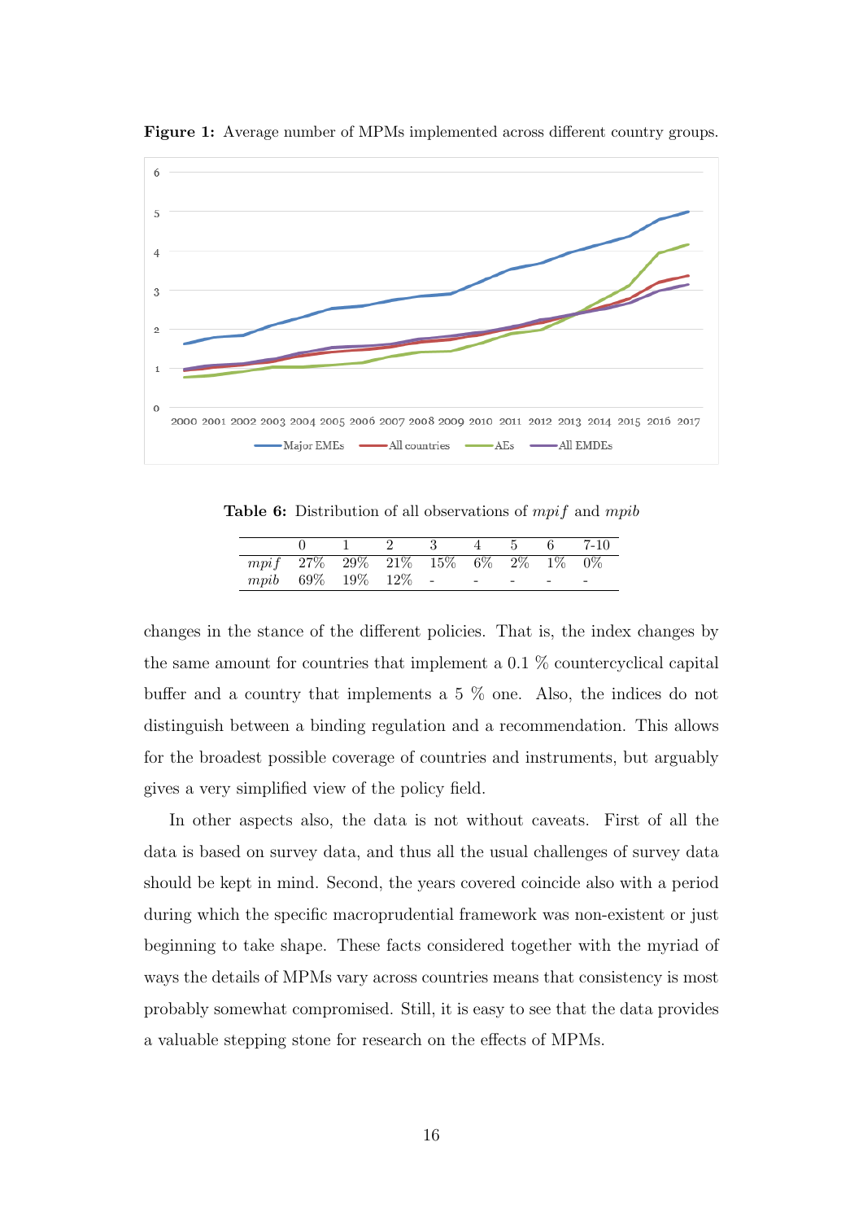**Figure 1:** Average number of MPMs implemented across different country groups.

**Table 6:** Distribution of all observations of *mpif* and *mpib*

| | 0 | 1 | 2 | 3 | 4 | 5 | 6 | 7-10 |
|---|---|---|---|---|---|---|---|---|
| *mpif* | 27% | 29% | 21% | 15% | 6% | 2% | 1% | 0% |
| *mpib* | 69% | 19% | 12% | - | - | - | - | - |

changes in the stance of the different policies. That is, the index changes by the same amount for countries that implement a 0.1 % countercyclical capital buffer and a country that implements a 5 % one. Also, the indices do not distinguish between a binding regulation and a recommendation. This allows for the broadest possible coverage of countries and instruments, but arguably gives a very simplified view of the policy field.

In other aspects also, the data is not without caveats. First of all the data is based on survey data, and thus all the usual challenges of survey data should be kept in mind. Second, the years covered coincide also with a period during which the specific macroprudential framework was non-existent or just beginning to take shape. These facts considered together with the myriad of ways the details of MPMs vary across countries means that consistency is most probably somewhat compromised. Still, it is easy to see that the data provides a valuable stepping stone for research on the effects of MPMs.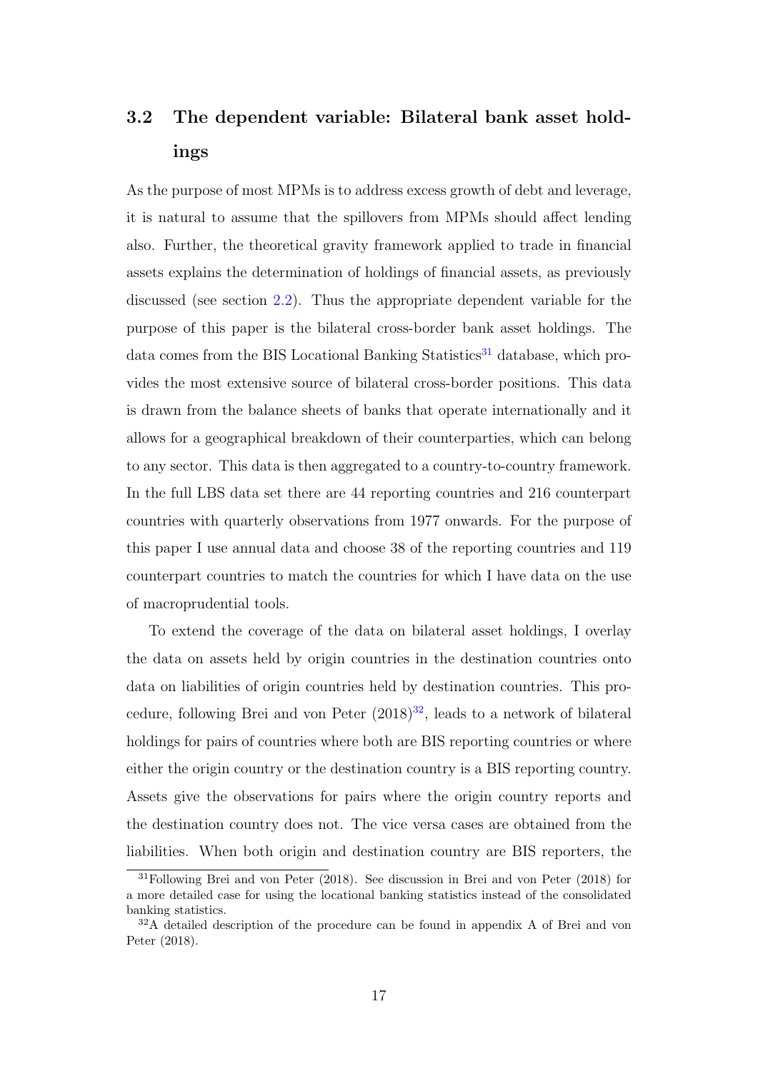## 3.2 The dependent variable: Bilateral bank asset holdings

As the purpose of most MPMs is to address excess growth of debt and leverage, it is natural to assume that the spillovers from MPMs should affect lending also. Further, the theoretical gravity framework applied to trade in financial assets explains the determination of holdings of financial assets, as previously discussed (see section 2.2). Thus the appropriate dependent variable for the purpose of this paper is the bilateral cross-border bank asset holdings. The data comes from the BIS Locational Banking Statistics[31] database, which provides the most extensive source of bilateral cross-border positions. This data is drawn from the balance sheets of banks that operate internationally and it allows for a geographical breakdown of their counterparties, which can belong to any sector. This data is then aggregated to a country-to-country framework. In the full LBS data set there are 44 reporting countries and 216 counterpart countries with quarterly observations from 1977 onwards. For the purpose of this paper I use annual data and choose 38 of the reporting countries and 119 counterpart countries to match the countries for which I have data on the use of macroprudential tools.

To extend the coverage of the data on bilateral asset holdings, I overlay the data on assets held by origin countries in the destination countries onto data on liabilities of origin countries held by destination countries. This procedure, following Brei and von Peter (2018)[32], leads to a network of bilateral holdings for pairs of countries where both are BIS reporting countries or where either the origin country or the destination country is a BIS reporting country. Assets give the observations for pairs where the origin country reports and the destination country does not. The vice versa cases are obtained from the liabilities. When both origin and destination country are BIS reporters, the

[31] Following Brei and von Peter (2018). See discussion in Brei and von Peter (2018) for a more detailed case for using the locational banking statistics instead of the consolidated banking statistics.

[32] A detailed description of the procedure can be found in appendix A of Brei and von Peter (2018).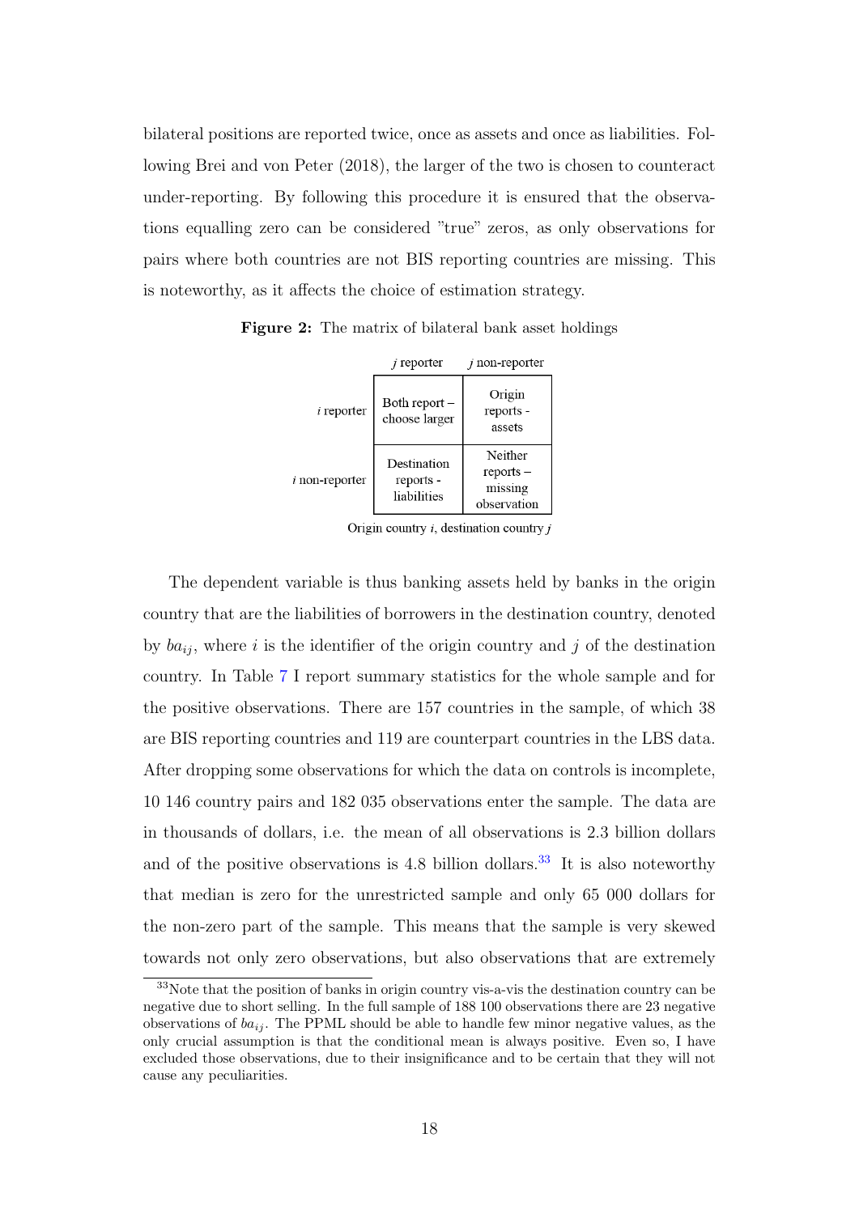bilateral positions are reported twice, once as assets and once as liabilities. Following Brei and von Peter (2018), the larger of the two is chosen to counteract under-reporting. By following this procedure it is ensured that the observations equalling zero can be considered "true" zeros, as only observations for pairs where both countries are not BIS reporting countries are missing. This is noteworthy, as it affects the choice of estimation strategy.

**Figure 2:** The matrix of bilateral bank asset holdings

| | $j$ reporter | $j$ non-reporter |
|---|---|---|
| $i$ reporter | Both report – choose larger | Origin reports - assets |
| $i$ non-reporter | Destination reports - liabilities | Neither reports – missing observation |

Origin country $i$, destination country $j$

The dependent variable is thus banking assets held by banks in the origin country that are the liabilities of borrowers in the destination country, denoted by $ba_{ij}$, where $i$ is the identifier of the origin country and $j$ of the destination country. In Table 7 I report summary statistics for the whole sample and for the positive observations. There are 157 countries in the sample, of which 38 are BIS reporting countries and 119 are counterpart countries in the LBS data. After dropping some observations for which the data on controls is incomplete, 10 146 country pairs and 182 035 observations enter the sample. The data are in thousands of dollars, i.e. the mean of all observations is 2.3 billion dollars and of the positive observations is 4.8 billion dollars.[33] It is also noteworthy that median is zero for the unrestricted sample and only 65 000 dollars for the non-zero part of the sample. This means that the sample is very skewed towards not only zero observations, but also observations that are extremely

[33] Note that the position of banks in origin country vis-a-vis the destination country can be negative due to short selling. In the full sample of 188 100 observations there are 23 negative observations of $ba_{ij}$. The PPML should be able to handle few minor negative values, as the only crucial assumption is that the conditional mean is always positive. Even so, I have excluded those observations, due to their insignificance and to be certain that they will not cause any peculiarities.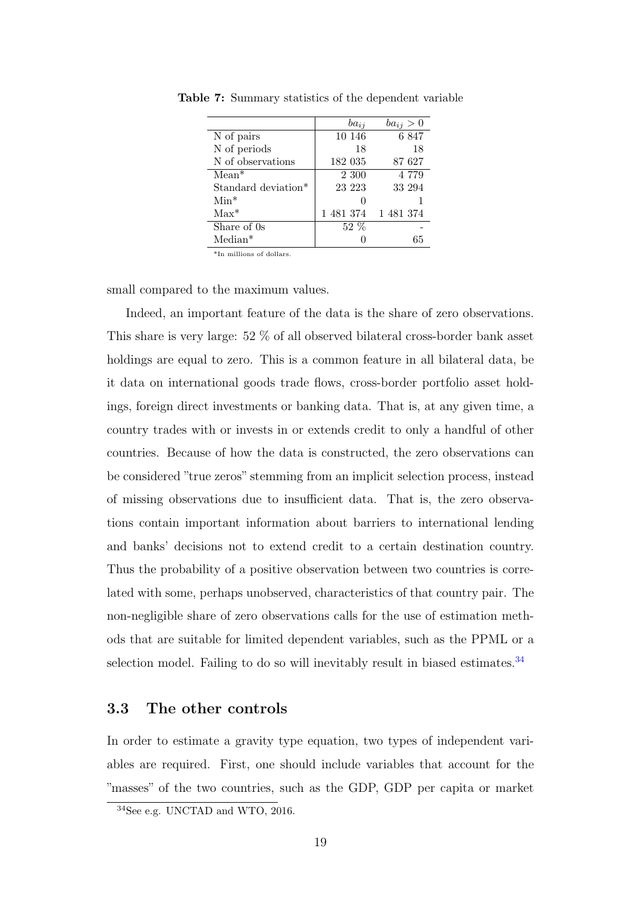**Table 7:** Summary statistics of the dependent variable

| | $ba_{ij}$ | $ba_{ij} > 0$ |
|---|---|---|
| N of pairs | 10 146 | 6 847 |
| N of periods | 18 | 18 |
| N of observations | 182 035 | 87 627 |
| Mean* | 2 300 | 4 779 |
| Standard deviation* | 23 223 | 33 294 |
| Min* | 0 | 1 |
| Max* | 1 481 374 | 1 481 374 |
| Share of 0s | 52 % | - |
| Median* | 0 | 65 |

*In millions of dollars.

small compared to the maximum values.

Indeed, an important feature of the data is the share of zero observations. This share is very large: 52 % of all observed bilateral cross-border bank asset holdings are equal to zero. This is a common feature in all bilateral data, be it data on international goods trade flows, cross-border portfolio asset holdings, foreign direct investments or banking data. That is, at any given time, a country trades with or invests in or extends credit to only a handful of other countries. Because of how the data is constructed, the zero observations can be considered "true zeros" stemming from an implicit selection process, instead of missing observations due to insufficient data. That is, the zero observations contain important information about barriers to international lending and banks' decisions not to extend credit to a certain destination country. Thus the probability of a positive observation between two countries is correlated with some, perhaps unobserved, characteristics of that country pair. The non-negligible share of zero observations calls for the use of estimation methods that are suitable for limited dependent variables, such as the PPML or a selection model. Failing to do so will inevitably result in biased estimates.[34]

## 3.3 The other controls

In order to estimate a gravity type equation, two types of independent variables are required. First, one should include variables that account for the "masses" of the two countries, such as the GDP, GDP per capita or market

[34]See e.g. UNCTAD and WTO, 2016.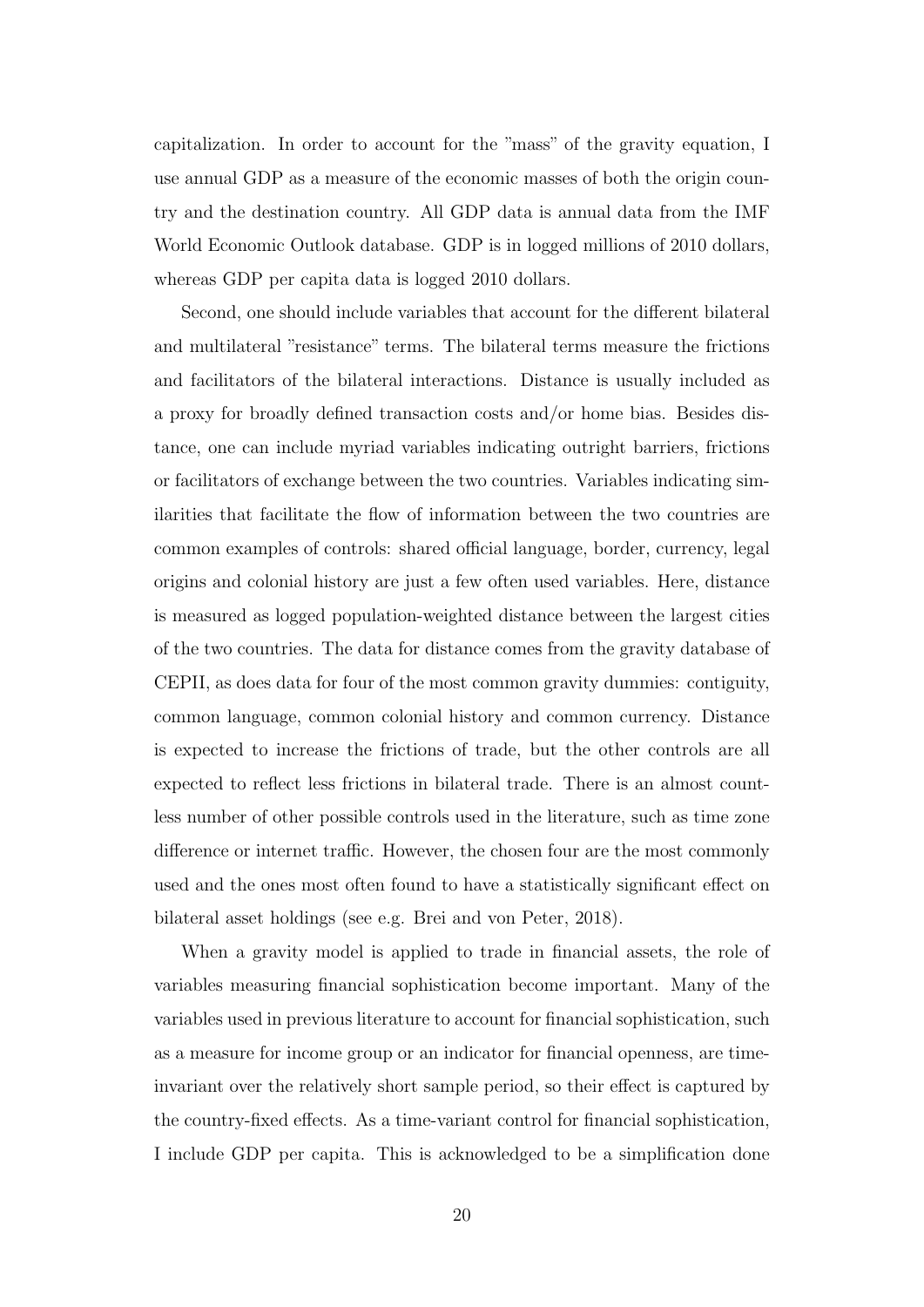capitalization. In order to account for the "mass" of the gravity equation, I use annual GDP as a measure of the economic masses of both the origin country and the destination country. All GDP data is annual data from the IMF World Economic Outlook database. GDP is in logged millions of 2010 dollars, whereas GDP per capita data is logged 2010 dollars.

Second, one should include variables that account for the different bilateral and multilateral "resistance" terms. The bilateral terms measure the frictions and facilitators of the bilateral interactions. Distance is usually included as a proxy for broadly defined transaction costs and/or home bias. Besides distance, one can include myriad variables indicating outright barriers, frictions or facilitators of exchange between the two countries. Variables indicating similarities that facilitate the flow of information between the two countries are common examples of controls: shared official language, border, currency, legal origins and colonial history are just a few often used variables. Here, distance is measured as logged population-weighted distance between the largest cities of the two countries. The data for distance comes from the gravity database of CEPII, as does data for four of the most common gravity dummies: contiguity, common language, common colonial history and common currency. Distance is expected to increase the frictions of trade, but the other controls are all expected to reflect less frictions in bilateral trade. There is an almost countless number of other possible controls used in the literature, such as time zone difference or internet traffic. However, the chosen four are the most commonly used and the ones most often found to have a statistically significant effect on bilateral asset holdings (see e.g. Brei and von Peter, 2018).

When a gravity model is applied to trade in financial assets, the role of variables measuring financial sophistication become important. Many of the variables used in previous literature to account for financial sophistication, such as a measure for income group or an indicator for financial openness, are time-invariant over the relatively short sample period, so their effect is captured by the country-fixed effects. As a time-variant control for financial sophistication, I include GDP per capita. This is acknowledged to be a simplification done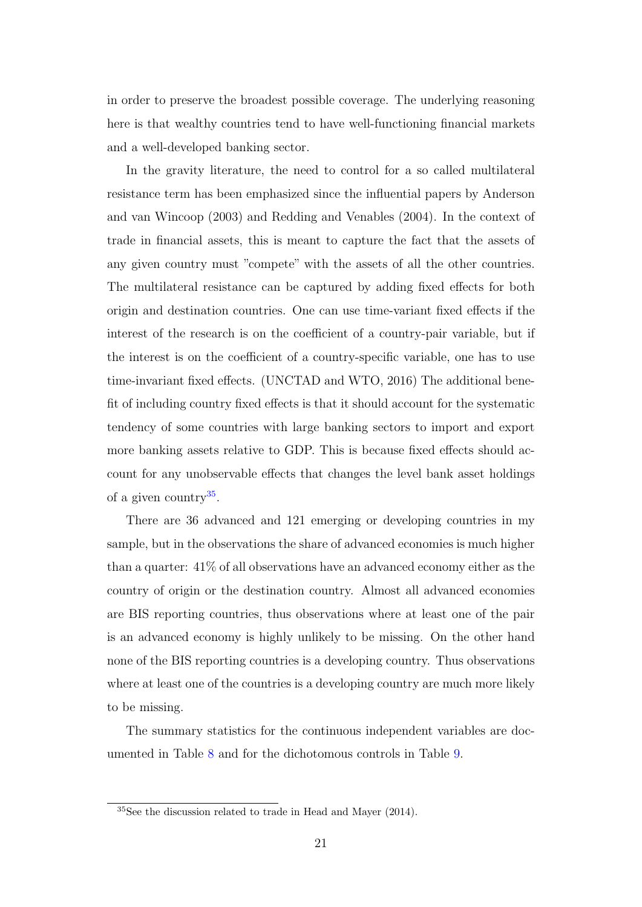in order to preserve the broadest possible coverage. The underlying reasoning here is that wealthy countries tend to have well-functioning financial markets and a well-developed banking sector.

In the gravity literature, the need to control for a so called multilateral resistance term has been emphasized since the influential papers by Anderson and van Wincoop (2003) and Redding and Venables (2004). In the context of trade in financial assets, this is meant to capture the fact that the assets of any given country must "compete" with the assets of all the other countries. The multilateral resistance can be captured by adding fixed effects for both origin and destination countries. One can use time-variant fixed effects if the interest of the research is on the coefficient of a country-pair variable, but if the interest is on the coefficient of a country-specific variable, one has to use time-invariant fixed effects. (UNCTAD and WTO, 2016) The additional benefit of including country fixed effects is that it should account for the systematic tendency of some countries with large banking sectors to import and export more banking assets relative to GDP. This is because fixed effects should account for any unobservable effects that changes the level bank asset holdings of a given country[35].

There are 36 advanced and 121 emerging or developing countries in my sample, but in the observations the share of advanced economies is much higher than a quarter: 41% of all observations have an advanced economy either as the country of origin or the destination country. Almost all advanced economies are BIS reporting countries, thus observations where at least one of the pair is an advanced economy is highly unlikely to be missing. On the other hand none of the BIS reporting countries is a developing country. Thus observations where at least one of the countries is a developing country are much more likely to be missing.

The summary statistics for the continuous independent variables are documented in Table 8 and for the dichotomous controls in Table 9.

[35] See the discussion related to trade in Head and Mayer (2014).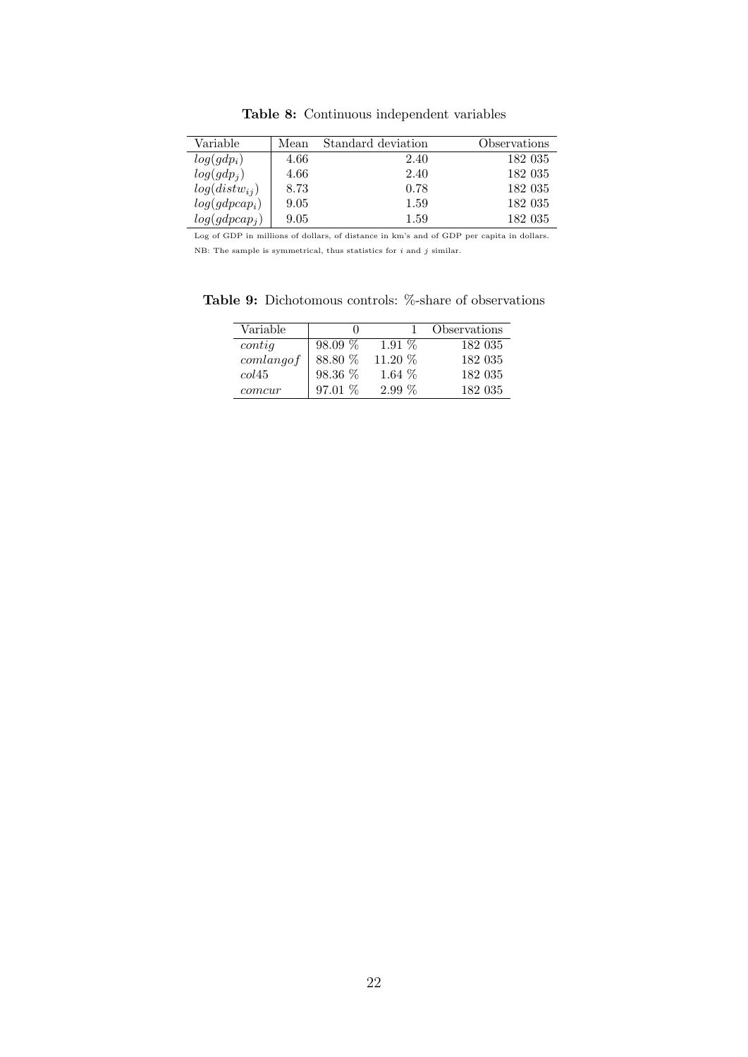**Table 8:** Continuous independent variables

| Variable | Mean | Standard deviation | Observations |
|---|---|---|---|
| $log(gdp_i)$ | 4.66 | 2.40 | 182 035 |
| $log(gdp_j)$ | 4.66 | 2.40 | 182 035 |
| $log(distw_{ij})$ | 8.73 | 0.78 | 182 035 |
| $log(gdpcap_i)$ | 9.05 | 1.59 | 182 035 |
| $log(gdpcap_j)$ | 9.05 | 1.59 | 182 035 |

Log of GDP in millions of dollars, of distance in km's and of GDP per capita in dollars.

NB: The sample is symmetrical, thus statistics for $i$ and $j$ similar.

**Table 9:** Dichotomous controls: %-share of observations

| Variable | 0 | 1 | Observations |
|---|---|---|---|
| $contig$ | 98.09 % | 1.91 % | 182 035 |
| $comlangof$ | 88.80 % | 11.20 % | 182 035 |
| $col45$ | 98.36 % | 1.64 % | 182 035 |
| $comcur$ | 97.01 % | 2.99 % | 182 035 |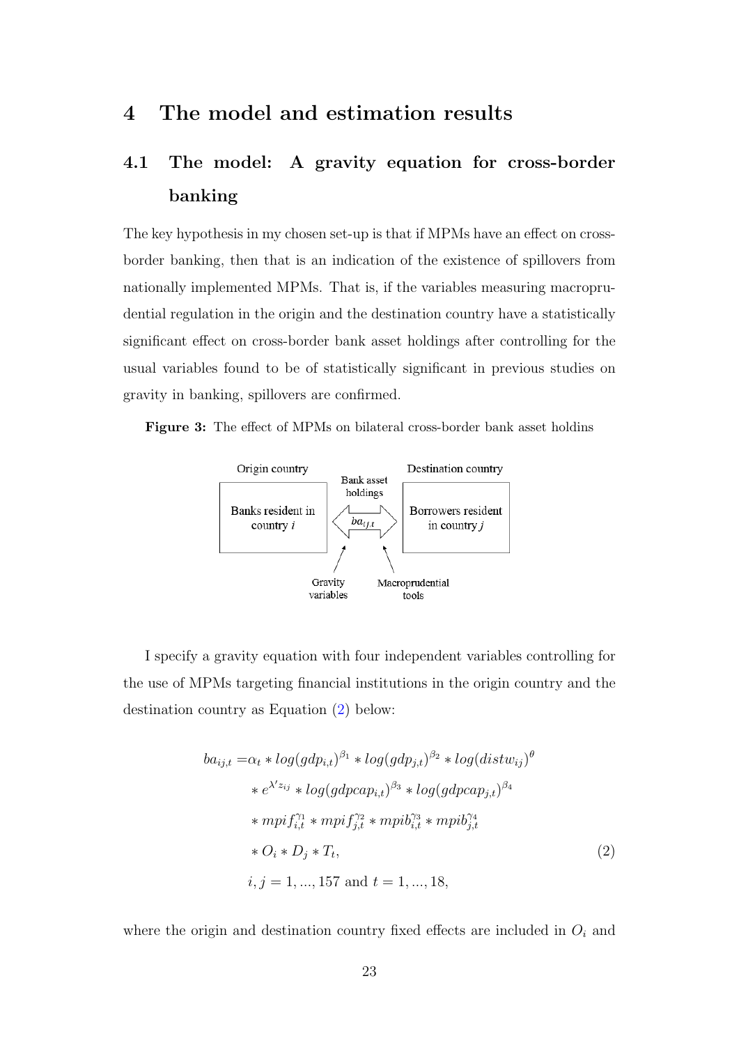# 4 The model and estimation results

## 4.1 The model: A gravity equation for cross-border banking

The key hypothesis in my chosen set-up is that if MPMs have an effect on cross-border banking, then that is an indication of the existence of spillovers from nationally implemented MPMs. That is, if the variables measuring macroprudential regulation in the origin and the destination country have a statistically significant effect on cross-border bank asset holdings after controlling for the usual variables found to be of statistically significant in previous studies on gravity in banking, spillovers are confirmed.

**Figure 3:** The effect of MPMs on bilateral cross-border bank asset holdins

Origin country | Bank asset holdings | Destination country

Banks resident in country $i$ | $ba_{ij,t}$ | Borrowers resident in country $j$

Gravity variables | Macroprudential tools

I specify a gravity equation with four independent variables controlling for the use of MPMs targeting financial institutions in the origin country and the destination country as Equation (2) below:

$$
\begin{aligned}
ba_{ij,t} =& \alpha_t * log(gdp_{i,t})^{\beta_1} * log(gdp_{j,t})^{\beta_2} * log(distw_{ij})^{\theta} \\
& * e^{\lambda' z_{ij}} * log(gdpcap_{i,t})^{\beta_3} * log(gdpcap_{j,t})^{\beta_4} \\
& * mpif_{i,t}^{\gamma_1} * mpif_{j,t}^{\gamma_2} * mpib_{i,t}^{\gamma_3} * mpib_{j,t}^{\gamma_4} \\
& * O_i * D_j * T_t, \qquad (2) \\
& i, j = 1, ..., 157 \text{ and } t = 1, ..., 18,
\end{aligned}
$$

where the origin and destination country fixed effects are included in $O_i$ and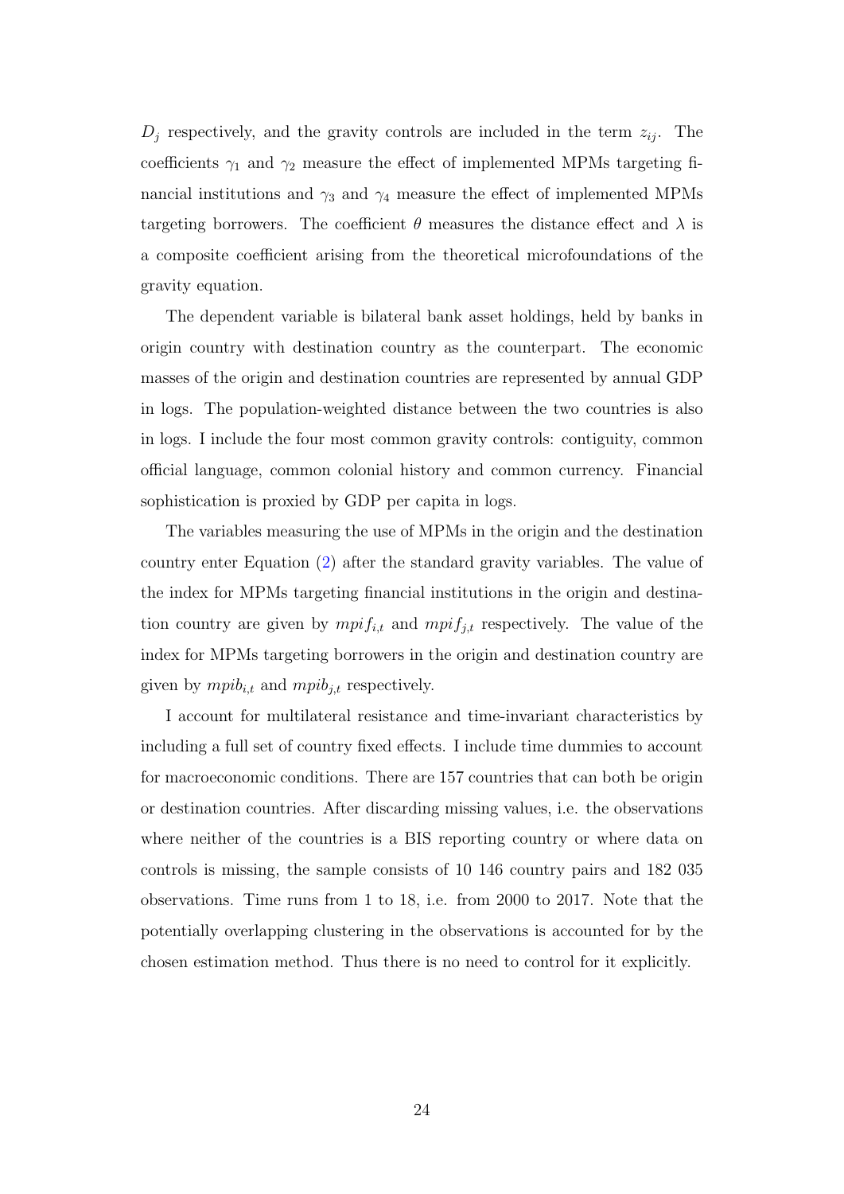$D_j$ respectively, and the gravity controls are included in the term $z_{ij}$. The coefficients $\gamma_1$ and $\gamma_2$ measure the effect of implemented MPMs targeting financial institutions and $\gamma_3$ and $\gamma_4$ measure the effect of implemented MPMs targeting borrowers. The coefficient $\theta$ measures the distance effect and $\lambda$ is a composite coefficient arising from the theoretical microfoundations of the gravity equation.

The dependent variable is bilateral bank asset holdings, held by banks in origin country with destination country as the counterpart. The economic masses of the origin and destination countries are represented by annual GDP in logs. The population-weighted distance between the two countries is also in logs. I include the four most common gravity controls: contiguity, common official language, common colonial history and common currency. Financial sophistication is proxied by GDP per capita in logs.

The variables measuring the use of MPMs in the origin and the destination country enter Equation (2) after the standard gravity variables. The value of the index for MPMs targeting financial institutions in the origin and destination country are given by $mpif_{i,t}$ and $mpif_{j,t}$ respectively. The value of the index for MPMs targeting borrowers in the origin and destination country are given by $mpib_{i,t}$ and $mpib_{j,t}$ respectively.

I account for multilateral resistance and time-invariant characteristics by including a full set of country fixed effects. I include time dummies to account for macroeconomic conditions. There are 157 countries that can both be origin or destination countries. After discarding missing values, i.e. the observations where neither of the countries is a BIS reporting country or where data on controls is missing, the sample consists of 10 146 country pairs and 182 035 observations. Time runs from 1 to 18, i.e. from 2000 to 2017. Note that the potentially overlapping clustering in the observations is accounted for by the chosen estimation method. Thus there is no need to control for it explicitly.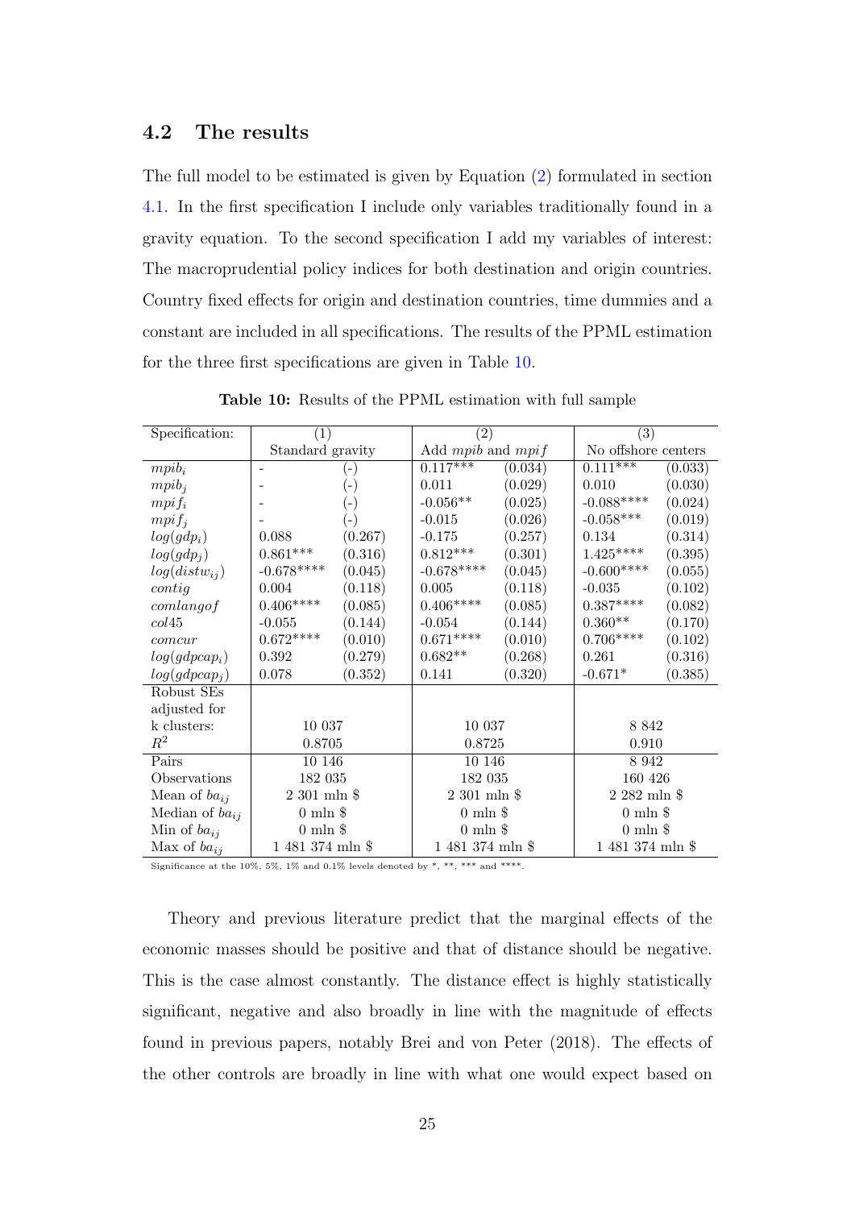## 4.2 The results

The full model to be estimated is given by Equation (2) formulated in section 4.1. In the first specification I include only variables traditionally found in a gravity equation. To the second specification I add my variables of interest: The macroprudential policy indices for both destination and origin countries. Country fixed effects for origin and destination countries, time dummies and a constant are included in all specifications. The results of the PPML estimation for the three first specifications are given in Table 10.

**Table 10:** Results of the PPML estimation with full sample

| Specification: | (1) | | (2) | | (3) | |
|---|---|---|---|---|---|---|
| | Standard gravity | | Add *mpib* and *mpif* | | No offshore centers | |
| $mpib_i$ | - | (-) | 0.117*** | (0.034) | 0.111*** | (0.033) |
| $mpib_j$ | - | (-) | 0.011 | (0.029) | 0.010 | (0.030) |
| $mpif_i$ | - | (-) | -0.056** | (0.025) | -0.088**** | (0.024) |
| $mpif_j$ | - | (-) | -0.015 | (0.026) | -0.058*** | (0.019) |
| $log(gdp_i)$ | 0.088 | (0.267) | -0.175 | (0.257) | 0.134 | (0.314) |
| $log(gdp_j)$ | 0.861*** | (0.316) | 0.812*** | (0.301) | 1.425**** | (0.395) |
| $log(distw_{ij})$ | -0.678**** | (0.045) | -0.678**** | (0.045) | -0.600**** | (0.055) |
| $contig$ | 0.004 | (0.118) | 0.005 | (0.118) | -0.035 | (0.102) |
| $comlangof$ | 0.406**** | (0.085) | 0.406**** | (0.085) | 0.387**** | (0.082) |
| $col45$ | -0.055 | (0.144) | -0.054 | (0.144) | 0.360** | (0.170) |
| $comcur$ | 0.672**** | (0.010) | 0.671**** | (0.010) | 0.706**** | (0.102) |
| $log(gdpcap_i)$ | 0.392 | (0.279) | 0.682** | (0.268) | 0.261 | (0.316) |
| $log(gdpcap_j)$ | 0.078 | (0.352) | 0.141 | (0.320) | -0.671* | (0.385) |
| Robust SEs adjusted for k clusters: | 10 037 | | 10 037 | | 8 842 | |
| $R^2$ | 0.8705 | | 0.8725 | | 0.910 | |
| Pairs | 10 146 | | 10 146 | | 8 942 | |
| Observations | 182 035 | | 182 035 | | 160 426 | |
| Mean of $ba_{ij}$ | 2 301 mln $ | | 2 301 mln $ | | 2 282 mln $ | |
| Median of $ba_{ij}$ | 0 mln $ | | 0 mln $ | | 0 mln $ | |
| Min of $ba_{ij}$ | 0 mln $ | | 0 mln $ | | 0 mln $ | |
| Max of $ba_{ij}$ | 1 481 374 mln $ | | 1 481 374 mln $ | | 1 481 374 mln $ | |

Significance at the 10%, 5%, 1% and 0.1% levels denoted by *, **, *** and ****.

Theory and previous literature predict that the marginal effects of the economic masses should be positive and that of distance should be negative. This is the case almost constantly. The distance effect is highly statistically significant, negative and also broadly in line with the magnitude of effects found in previous papers, notably Brei and von Peter (2018). The effects of the other controls are broadly in line with what one would expect based on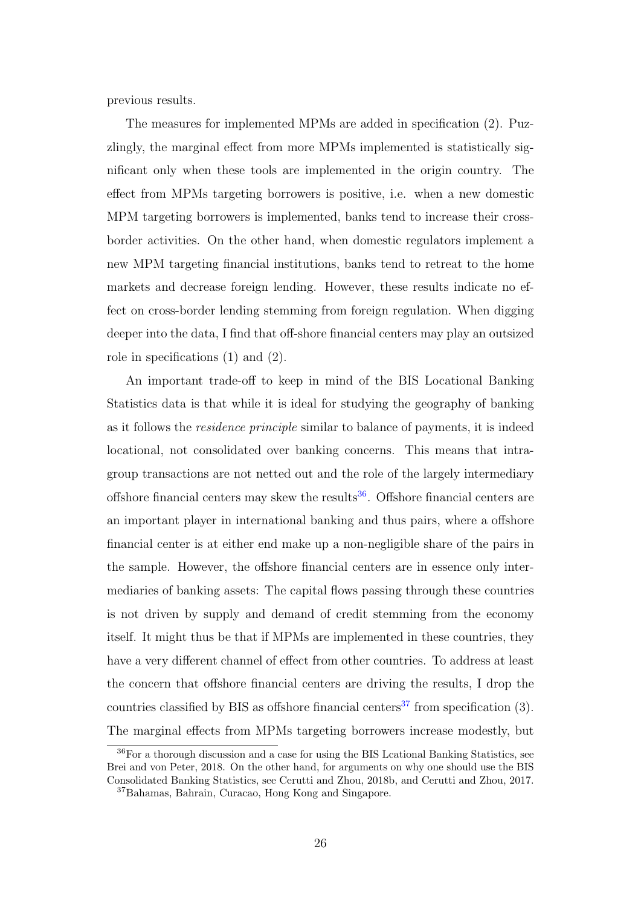previous results.

The measures for implemented MPMs are added in specification (2). Puzzlingly, the marginal effect from more MPMs implemented is statistically significant only when these tools are implemented in the origin country. The effect from MPMs targeting borrowers is positive, i.e. when a new domestic MPM targeting borrowers is implemented, banks tend to increase their cross-border activities. On the other hand, when domestic regulators implement a new MPM targeting financial institutions, banks tend to retreat to the home markets and decrease foreign lending. However, these results indicate no effect on cross-border lending stemming from foreign regulation. When digging deeper into the data, I find that off-shore financial centers may play an outsized role in specifications (1) and (2).

An important trade-off to keep in mind of the BIS Locational Banking Statistics data is that while it is ideal for studying the geography of banking as it follows the *residence principle* similar to balance of payments, it is indeed locational, not consolidated over banking concerns. This means that intra-group transactions are not netted out and the role of the largely intermediary offshore financial centers may skew the results[36]. Offshore financial centers are an important player in international banking and thus pairs, where a offshore financial center is at either end make up a non-negligible share of the pairs in the sample. However, the offshore financial centers are in essence only intermediaries of banking assets: The capital flows passing through these countries is not driven by supply and demand of credit stemming from the economy itself. It might thus be that if MPMs are implemented in these countries, they have a very different channel of effect from other countries. To address at least the concern that offshore financial centers are driving the results, I drop the countries classified by BIS as offshore financial centers[37] from specification (3). The marginal effects from MPMs targeting borrowers increase modestly, but

[36] For a thorough discussion and a case for using the BIS Lcational Banking Statistics, see Brei and von Peter, 2018. On the other hand, for arguments on why one should use the BIS Consolidated Banking Statistics, see Cerutti and Zhou, 2018b, and Cerutti and Zhou, 2017.

[37] Bahamas, Bahrain, Curacao, Hong Kong and Singapore.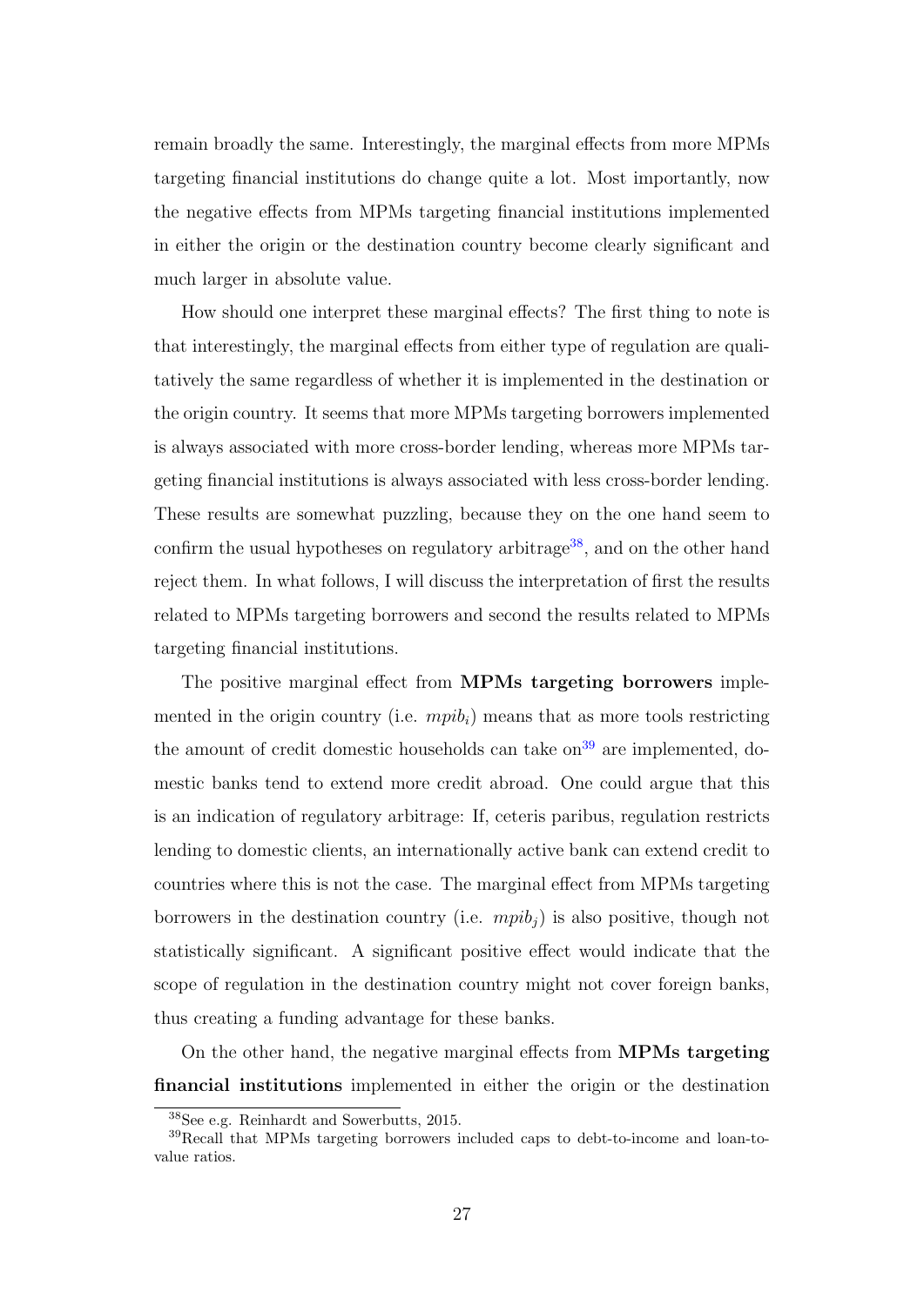remain broadly the same. Interestingly, the marginal effects from more MPMs targeting financial institutions do change quite a lot. Most importantly, now the negative effects from MPMs targeting financial institutions implemented in either the origin or the destination country become clearly significant and much larger in absolute value.

How should one interpret these marginal effects? The first thing to note is that interestingly, the marginal effects from either type of regulation are qualitatively the same regardless of whether it is implemented in the destination or the origin country. It seems that more MPMs targeting borrowers implemented is always associated with more cross-border lending, whereas more MPMs targeting financial institutions is always associated with less cross-border lending. These results are somewhat puzzling, because they on the one hand seem to confirm the usual hypotheses on regulatory arbitrage[38], and on the other hand reject them. In what follows, I will discuss the interpretation of first the results related to MPMs targeting borrowers and second the results related to MPMs targeting financial institutions.

The positive marginal effect from **MPMs targeting borrowers** implemented in the origin country (i.e. $mpib_i$) means that as more tools restricting the amount of credit domestic households can take on[39] are implemented, domestic banks tend to extend more credit abroad. One could argue that this is an indication of regulatory arbitrage: If, ceteris paribus, regulation restricts lending to domestic clients, an internationally active bank can extend credit to countries where this is not the case. The marginal effect from MPMs targeting borrowers in the destination country (i.e. $mpib_j$) is also positive, though not statistically significant. A significant positive effect would indicate that the scope of regulation in the destination country might not cover foreign banks, thus creating a funding advantage for these banks.

On the other hand, the negative marginal effects from **MPMs targeting financial institutions** implemented in either the origin or the destination

[38] See e.g. Reinhardt and Sowerbutts, 2015.

[39] Recall that MPMs targeting borrowers included caps to debt-to-income and loan-to-value ratios.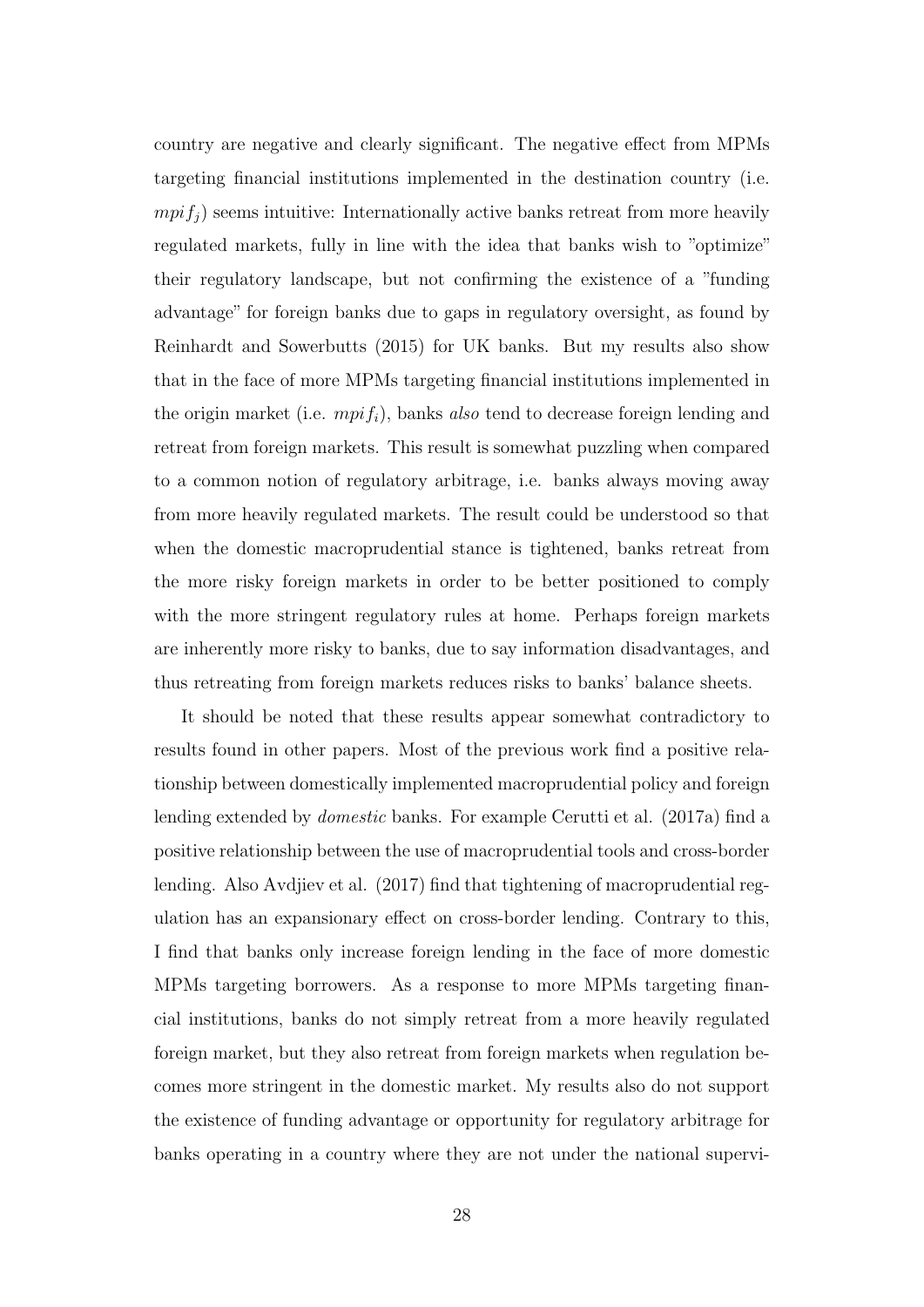country are negative and clearly significant. The negative effect from MPMs targeting financial institutions implemented in the destination country (i.e. $mpif_j$) seems intuitive: Internationally active banks retreat from more heavily regulated markets, fully in line with the idea that banks wish to "optimize" their regulatory landscape, but not confirming the existence of a "funding advantage" for foreign banks due to gaps in regulatory oversight, as found by Reinhardt and Sowerbutts (2015) for UK banks. But my results also show that in the face of more MPMs targeting financial institutions implemented in the origin market (i.e. $mpif_i$), banks *also* tend to decrease foreign lending and retreat from foreign markets. This result is somewhat puzzling when compared to a common notion of regulatory arbitrage, i.e. banks always moving away from more heavily regulated markets. The result could be understood so that when the domestic macroprudential stance is tightened, banks retreat from the more risky foreign markets in order to be better positioned to comply with the more stringent regulatory rules at home. Perhaps foreign markets are inherently more risky to banks, due to say information disadvantages, and thus retreating from foreign markets reduces risks to banks' balance sheets.

It should be noted that these results appear somewhat contradictory to results found in other papers. Most of the previous work find a positive relationship between domestically implemented macroprudential policy and foreign lending extended by *domestic* banks. For example Cerutti et al. (2017a) find a positive relationship between the use of macroprudential tools and cross-border lending. Also Avdjiev et al. (2017) find that tightening of macroprudential regulation has an expansionary effect on cross-border lending. Contrary to this, I find that banks only increase foreign lending in the face of more domestic MPMs targeting borrowers. As a response to more MPMs targeting financial institutions, banks do not simply retreat from a more heavily regulated foreign market, but they also retreat from foreign markets when regulation becomes more stringent in the domestic market. My results also do not support the existence of funding advantage or opportunity for regulatory arbitrage for banks operating in a country where they are not under the national supervi-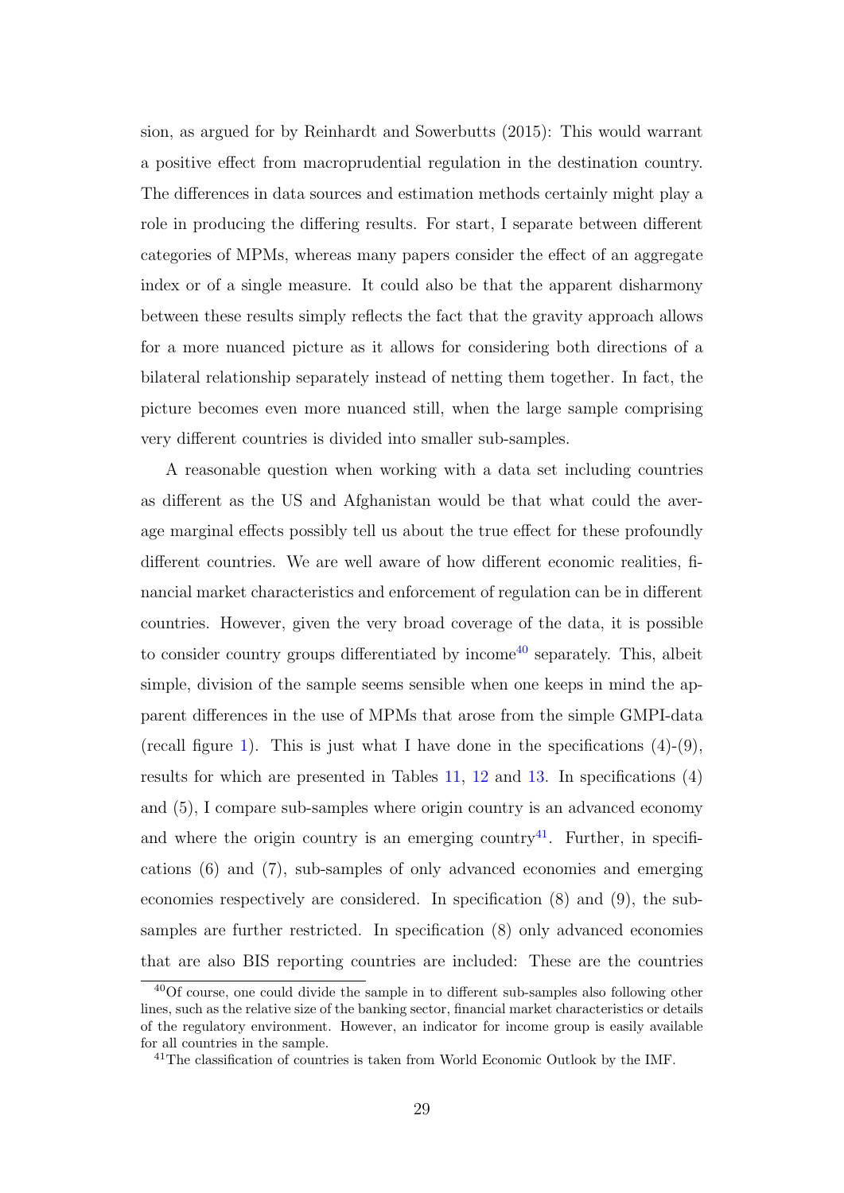sion, as argued for by Reinhardt and Sowerbutts (2015): This would warrant a positive effect from macroprudential regulation in the destination country. The differences in data sources and estimation methods certainly might play a role in producing the differing results. For start, I separate between different categories of MPMs, whereas many papers consider the effect of an aggregate index or of a single measure. It could also be that the apparent disharmony between these results simply reflects the fact that the gravity approach allows for a more nuanced picture as it allows for considering both directions of a bilateral relationship separately instead of netting them together. In fact, the picture becomes even more nuanced still, when the large sample comprising very different countries is divided into smaller sub-samples.

A reasonable question when working with a data set including countries as different as the US and Afghanistan would be that what could the average marginal effects possibly tell us about the true effect for these profoundly different countries. We are well aware of how different economic realities, financial market characteristics and enforcement of regulation can be in different countries. However, given the very broad coverage of the data, it is possible to consider country groups differentiated by income[40] separately. This, albeit simple, division of the sample seems sensible when one keeps in mind the apparent differences in the use of MPMs that arose from the simple GMPI-data (recall figure 1). This is just what I have done in the specifications (4)-(9), results for which are presented in Tables 11, 12 and 13. In specifications (4) and (5), I compare sub-samples where origin country is an advanced economy and where the origin country is an emerging country[41]. Further, in specifications (6) and (7), sub-samples of only advanced economies and emerging economies respectively are considered. In specification (8) and (9), the sub-samples are further restricted. In specification (8) only advanced economies that are also BIS reporting countries are included: These are the countries

[40] Of course, one could divide the sample in to different sub-samples also following other lines, such as the relative size of the banking sector, financial market characteristics or details of the regulatory environment. However, an indicator for income group is easily available for all countries in the sample.

[41] The classification of countries is taken from World Economic Outlook by the IMF.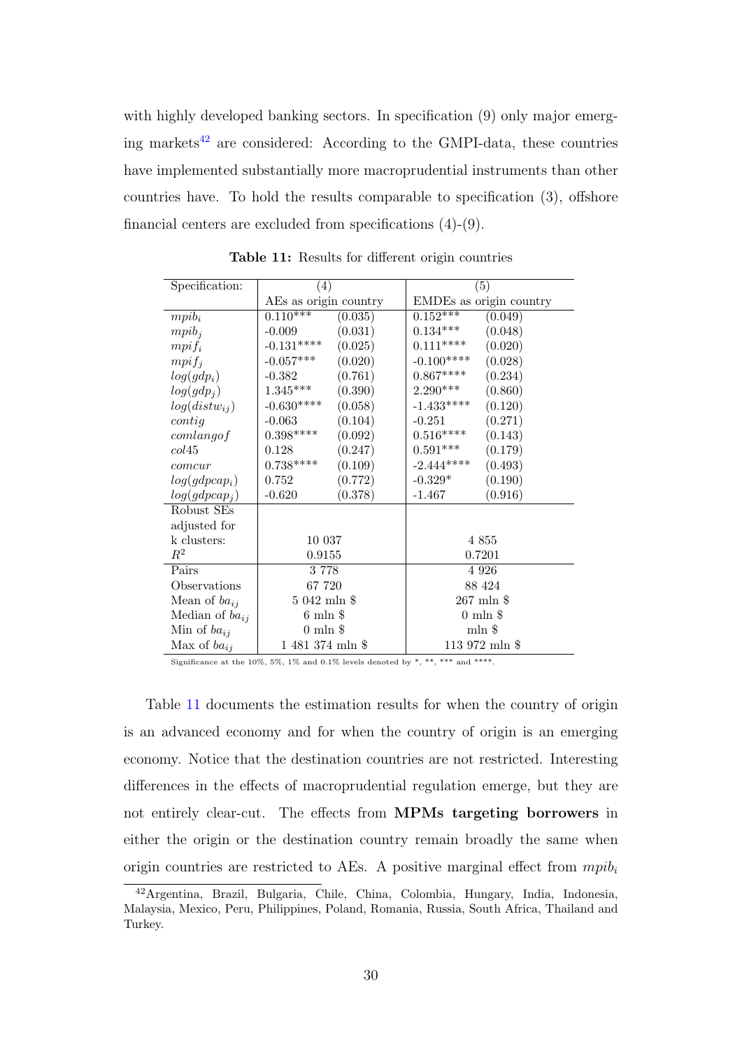with highly developed banking sectors. In specification (9) only major emerging markets[42] are considered: According to the GMPI-data, these countries have implemented substantially more macroprudential instruments than other countries have. To hold the results comparable to specification (3), offshore financial centers are excluded from specifications (4)-(9).

**Table 11:** Results for different origin countries

| Specification: | (4) | | (5) | |
|---|---|---|---|---|
| | AEs as origin country | | EMDEs as origin country | |
| $mpib_i$ | 0.110*** | (0.035) | 0.152*** | (0.049) |
| $mpib_j$ | -0.009 | (0.031) | 0.134*** | (0.048) |
| $mpif_i$ | -0.131**** | (0.025) | 0.111**** | (0.020) |
| $mpif_j$ | -0.057*** | (0.020) | -0.100**** | (0.028) |
| $log(gdp_i)$ | -0.382 | (0.761) | 0.867**** | (0.234) |
| $log(gdp_j)$ | 1.345*** | (0.390) | 2.290*** | (0.860) |
| $log(distw_{ij})$ | -0.630**** | (0.058) | -1.433**** | (0.120) |
| $contig$ | -0.063 | (0.104) | -0.251 | (0.271) |
| $comlangof$ | 0.398**** | (0.092) | 0.516**** | (0.143) |
| $col45$ | 0.128 | (0.247) | 0.591*** | (0.179) |
| $comcur$ | 0.738**** | (0.109) | -2.444**** | (0.493) |
| $log(gdpcap_i)$ | 0.752 | (0.772) | -0.329* | (0.190) |
| $log(gdpcap_j)$ | -0.620 | (0.378) | -1.467 | (0.916) |
| Robust SEs adjusted for k clusters: | 10 037 | | 4 855 | |
| $R^2$ | 0.9155 | | 0.7201 | |
| Pairs | 3 778 | | 4 926 | |
| Observations | 67 720 | | 88 424 | |
| Mean of $ba_{ij}$ | 5 042 mln $ | | 267 mln $ | |
| Median of $ba_{ij}$ | 6 mln $ | | 0 mln $ | |
| Min of $ba_{ij}$ | 0 mln $ | | mln $ | |
| Max of $ba_{ij}$ | 1 481 374 mln $ | | 113 972 mln $ | |

Significance at the 10%, 5%, 1% and 0.1% levels denoted by *, **, *** and ****.

Table 11 documents the estimation results for when the country of origin is an advanced economy and for when the country of origin is an emerging economy. Notice that the destination countries are not restricted. Interesting differences in the effects of macroprudential regulation emerge, but they are not entirely clear-cut. The effects from **MPMs targeting borrowers** in either the origin or the destination country remain broadly the same when origin countries are restricted to AEs. A positive marginal effect from $mpib_i$

[42] Argentina, Brazil, Bulgaria, Chile, China, Colombia, Hungary, India, Indonesia, Malaysia, Mexico, Peru, Philippines, Poland, Romania, Russia, South Africa, Thailand and Turkey.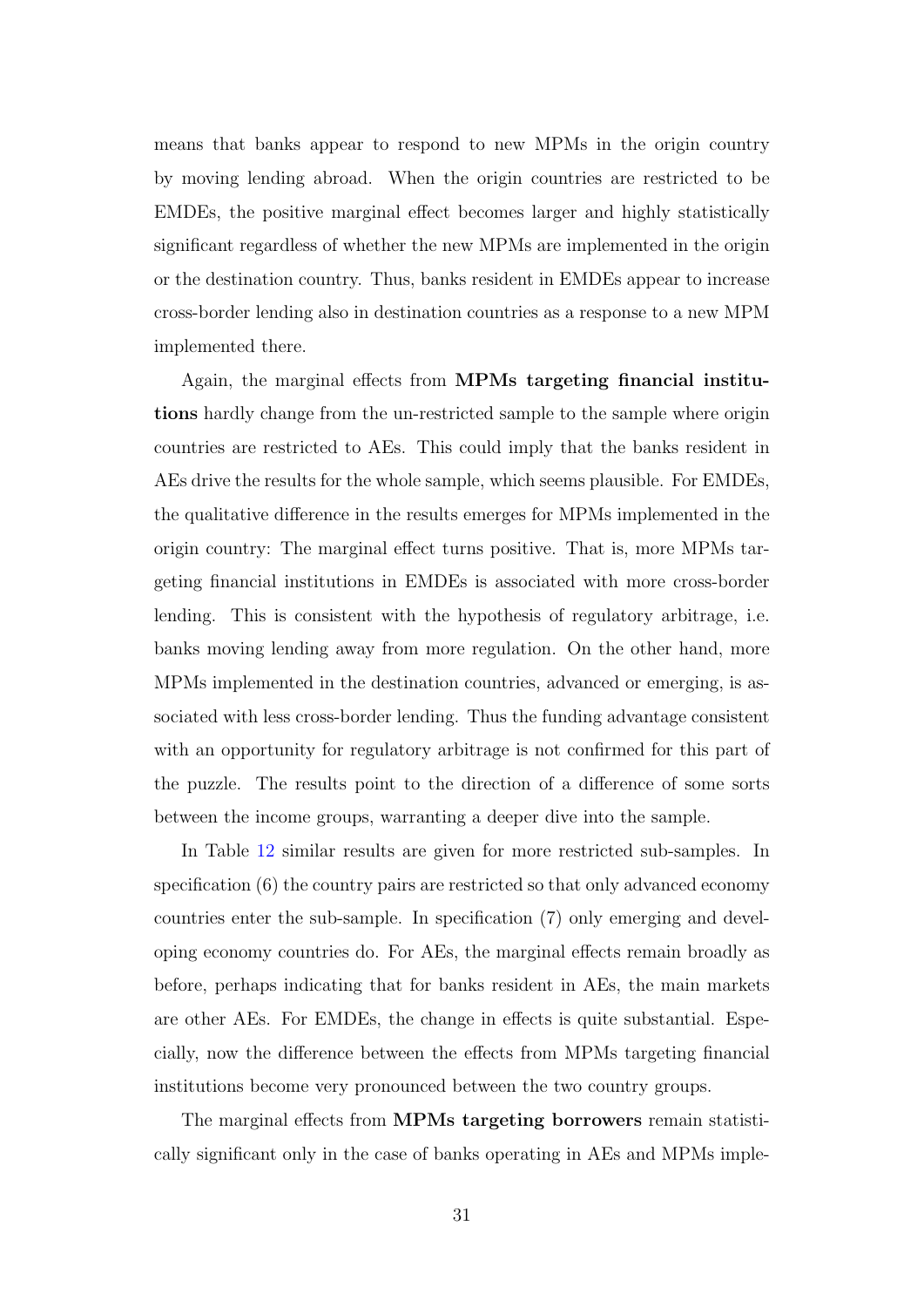means that banks appear to respond to new MPMs in the origin country by moving lending abroad. When the origin countries are restricted to be EMDEs, the positive marginal effect becomes larger and highly statistically significant regardless of whether the new MPMs are implemented in the origin or the destination country. Thus, banks resident in EMDEs appear to increase cross-border lending also in destination countries as a response to a new MPM implemented there.

Again, the marginal effects from **MPMs targeting financial institutions** hardly change from the un-restricted sample to the sample where origin countries are restricted to AEs. This could imply that the banks resident in AEs drive the results for the whole sample, which seems plausible. For EMDEs, the qualitative difference in the results emerges for MPMs implemented in the origin country: The marginal effect turns positive. That is, more MPMs targeting financial institutions in EMDEs is associated with more cross-border lending. This is consistent with the hypothesis of regulatory arbitrage, i.e. banks moving lending away from more regulation. On the other hand, more MPMs implemented in the destination countries, advanced or emerging, is associated with less cross-border lending. Thus the funding advantage consistent with an opportunity for regulatory arbitrage is not confirmed for this part of the puzzle. The results point to the direction of a difference of some sorts between the income groups, warranting a deeper dive into the sample.

In Table 12 similar results are given for more restricted sub-samples. In specification (6) the country pairs are restricted so that only advanced economy countries enter the sub-sample. In specification (7) only emerging and developing economy countries do. For AEs, the marginal effects remain broadly as before, perhaps indicating that for banks resident in AEs, the main markets are other AEs. For EMDEs, the change in effects is quite substantial. Especially, now the difference between the effects from MPMs targeting financial institutions become very pronounced between the two country groups.

The marginal effects from **MPMs targeting borrowers** remain statistically significant only in the case of banks operating in AEs and MPMs imple-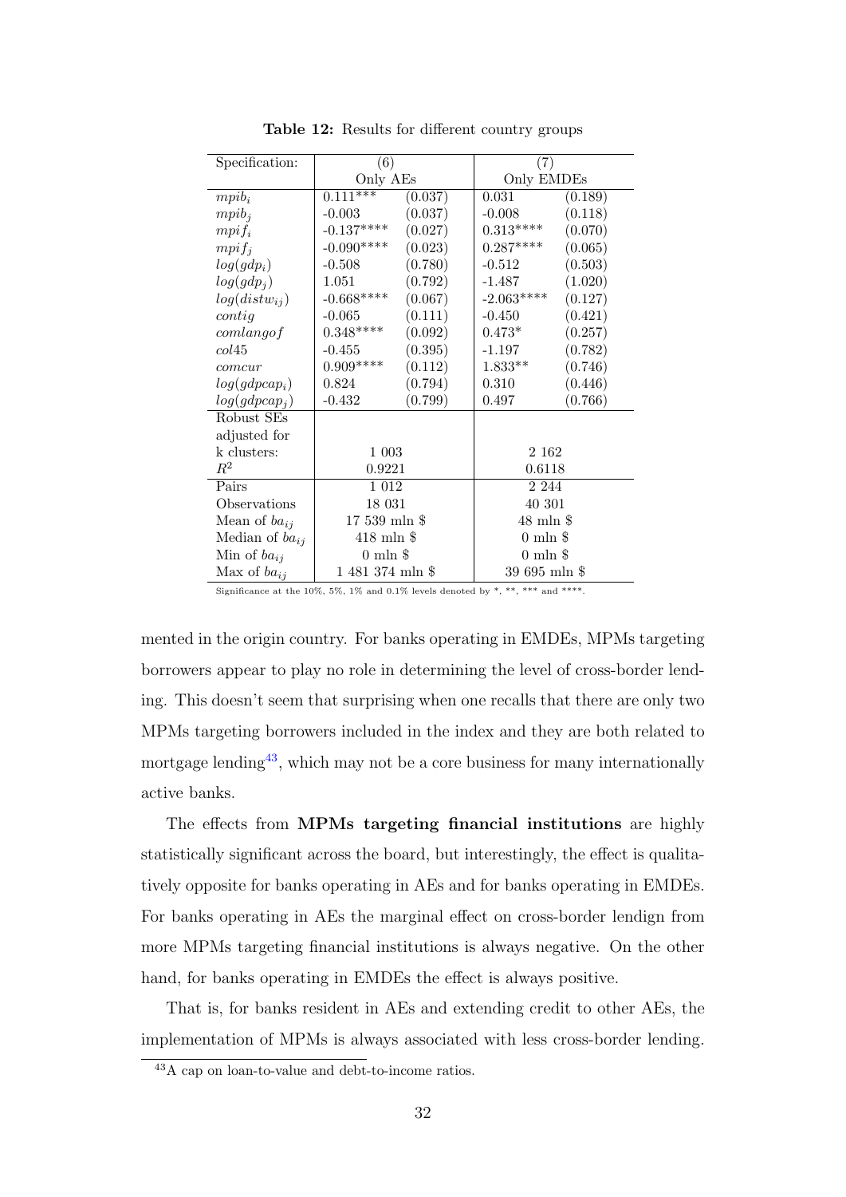**Table 12:** Results for different country groups

| Specification: | (6) | | (7) | |
|---|---|---|---|---|
| | Only AEs | | Only EMDEs | |
| $mpib_i$ | 0.111*** | (0.037) | 0.031 | (0.189) |
| $mpib_j$ | -0.003 | (0.037) | -0.008 | (0.118) |
| $mpif_i$ | -0.137**** | (0.027) | 0.313**** | (0.070) |
| $mpif_j$ | -0.090**** | (0.023) | 0.287**** | (0.065) |
| $log(gdp_i)$ | -0.508 | (0.780) | -0.512 | (0.503) |
| $log(gdp_j)$ | 1.051 | (0.792) | -1.487 | (1.020) |
| $log(distw_{ij})$ | -0.668**** | (0.067) | -2.063**** | (0.127) |
| $contig$ | -0.065 | (0.111) | -0.450 | (0.421) |
| $comlangof$ | 0.348**** | (0.092) | 0.473* | (0.257) |
| $col45$ | -0.455 | (0.395) | -1.197 | (0.782) |
| $comcur$ | 0.909**** | (0.112) | 1.833** | (0.746) |
| $log(gdpcap_i)$ | 0.824 | (0.794) | 0.310 | (0.446) |
| $log(gdpcap_j)$ | -0.432 | (0.799) | 0.497 | (0.766) |
| Robust SEs adjusted for k clusters: | 1 003 | | 2 162 | |
| $R^2$ | 0.9221 | | 0.6118 | |
| Pairs | 1 012 | | 2 244 | |
| Observations | 18 031 | | 40 301 | |
| Mean of $ba_{ij}$ | 17 539 mln $ | | 48 mln $ | |
| Median of $ba_{ij}$ | 418 mln $ | | 0 mln $ | |
| Min of $ba_{ij}$ | 0 mln $ | | 0 mln $ | |
| Max of $ba_{ij}$ | 1 481 374 mln $ | | 39 695 mln $ | |

Significance at the 10%, 5%, 1% and 0.1% levels denoted by *, **, *** and ****.

mented in the origin country. For banks operating in EMDEs, MPMs targeting borrowers appear to play no role in determining the level of cross-border lending. This doesn't seem that surprising when one recalls that there are only two MPMs targeting borrowers included in the index and they are both related to mortgage lending[43], which may not be a core business for many internationally active banks.

The effects from **MPMs targeting financial institutions** are highly statistically significant across the board, but interestingly, the effect is qualitatively opposite for banks operating in AEs and for banks operating in EMDEs. For banks operating in AEs the marginal effect on cross-border lendign from more MPMs targeting financial institutions is always negative. On the other hand, for banks operating in EMDEs the effect is always positive.

That is, for banks resident in AEs and extending credit to other AEs, the implementation of MPMs is always associated with less cross-border lending.

[43] A cap on loan-to-value and debt-to-income ratios.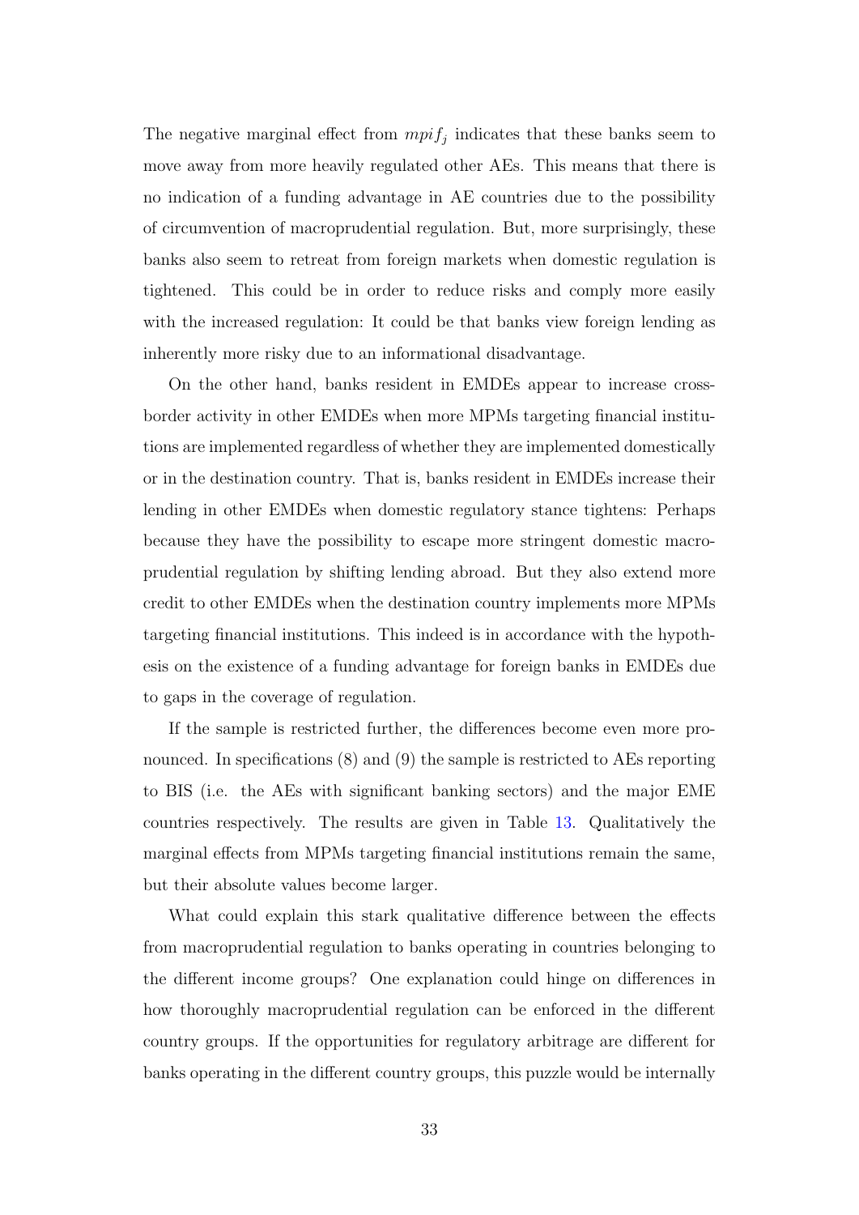The negative marginal effect from $mpif_j$ indicates that these banks seem to move away from more heavily regulated other AEs. This means that there is no indication of a funding advantage in AE countries due to the possibility of circumvention of macroprudential regulation. But, more surprisingly, these banks also seem to retreat from foreign markets when domestic regulation is tightened. This could be in order to reduce risks and comply more easily with the increased regulation: It could be that banks view foreign lending as inherently more risky due to an informational disadvantage.

On the other hand, banks resident in EMDEs appear to increase cross-border activity in other EMDEs when more MPMs targeting financial institutions are implemented regardless of whether they are implemented domestically or in the destination country. That is, banks resident in EMDEs increase their lending in other EMDEs when domestic regulatory stance tightens: Perhaps because they have the possibility to escape more stringent domestic macroprudential regulation by shifting lending abroad. But they also extend more credit to other EMDEs when the destination country implements more MPMs targeting financial institutions. This indeed is in accordance with the hypothesis on the existence of a funding advantage for foreign banks in EMDEs due to gaps in the coverage of regulation.

If the sample is restricted further, the differences become even more pronounced. In specifications (8) and (9) the sample is restricted to AEs reporting to BIS (i.e. the AEs with significant banking sectors) and the major EME countries respectively. The results are given in Table 13. Qualitatively the marginal effects from MPMs targeting financial institutions remain the same, but their absolute values become larger.

What could explain this stark qualitative difference between the effects from macroprudential regulation to banks operating in countries belonging to the different income groups? One explanation could hinge on differences in how thoroughly macroprudential regulation can be enforced in the different country groups. If the opportunities for regulatory arbitrage are different for banks operating in the different country groups, this puzzle would be internally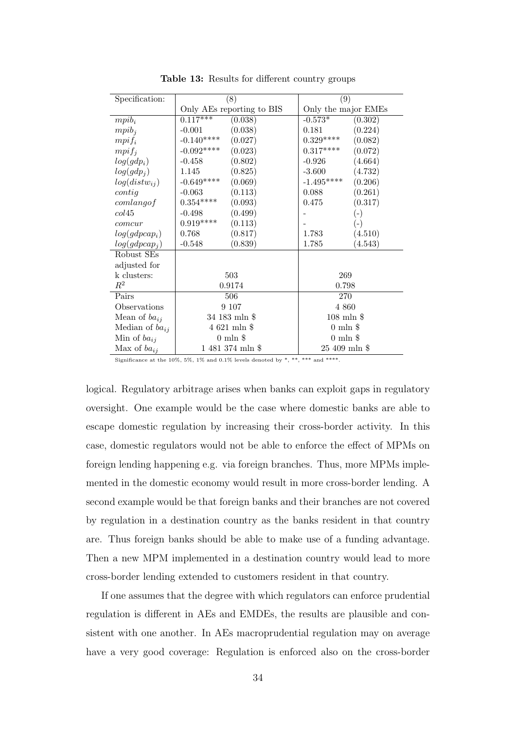**Table 13:** Results for different country groups

| Specification: | (8) | | (9) | |
|---|---|---|---|---|
| | Only AEs reporting to BIS | | Only the major EMEs | |
| $mpib_i$ | 0.117*** | (0.038) | -0.573* | (0.302) |
| $mpib_j$ | -0.001 | (0.038) | 0.181 | (0.224) |
| $mpif_i$ | -0.140**** | (0.027) | 0.329**** | (0.082) |
| $mpif_j$ | -0.092**** | (0.023) | 0.317**** | (0.072) |
| $log(gdp_i)$ | -0.458 | (0.802) | -0.926 | (4.664) |
| $log(gdp_j)$ | 1.145 | (0.825) | -3.600 | (4.732) |
| $log(distw_{ij})$ | -0.649**** | (0.069) | -1.495**** | (0.206) |
| $contig$ | -0.063 | (0.113) | 0.088 | (0.261) |
| $comlangof$ | 0.354**** | (0.093) | 0.475 | (0.317) |
| $col45$ | -0.498 | (0.499) | - | (-) |
| $comcur$ | 0.919**** | (0.113) | - | (-) |
| $log(gdpcap_i)$ | 0.768 | (0.817) | 1.783 | (4.510) |
| $log(gdpcap_j)$ | -0.548 | (0.839) | 1.785 | (4.543) |
| Robust SEs adjusted for k clusters: | 503 | | 269 | |
| $R^2$ | 0.9174 | | 0.798 | |
| Pairs | 506 | | 270 | |
| Observations | 9 107 | | 4 860 | |
| Mean of $ba_{ij}$ | 34 183 mln $ | | 108 mln $ | |
| Median of $ba_{ij}$ | 4 621 mln $ | | 0 mln $ | |
| Min of $ba_{ij}$ | 0 mln $ | | 0 mln $ | |
| Max of $ba_{ij}$ | 1 481 374 mln $ | | 25 409 mln $ | |

Significance at the 10%, 5%, 1% and 0.1% levels denoted by *, **, *** and ****.

logical. Regulatory arbitrage arises when banks can exploit gaps in regulatory oversight. One example would be the case where domestic banks are able to escape domestic regulation by increasing their cross-border activity. In this case, domestic regulators would not be able to enforce the effect of MPMs on foreign lending happening e.g. via foreign branches. Thus, more MPMs implemented in the domestic economy would result in more cross-border lending. A second example would be that foreign banks and their branches are not covered by regulation in a destination country as the banks resident in that country are. Thus foreign banks should be able to make use of a funding advantage. Then a new MPM implemented in a destination country would lead to more cross-border lending extended to customers resident in that country.

If one assumes that the degree with which regulators can enforce prudential regulation is different in AEs and EMDEs, the results are plausible and consistent with one another. In AEs macroprudential regulation may on average have a very good coverage: Regulation is enforced also on the cross-border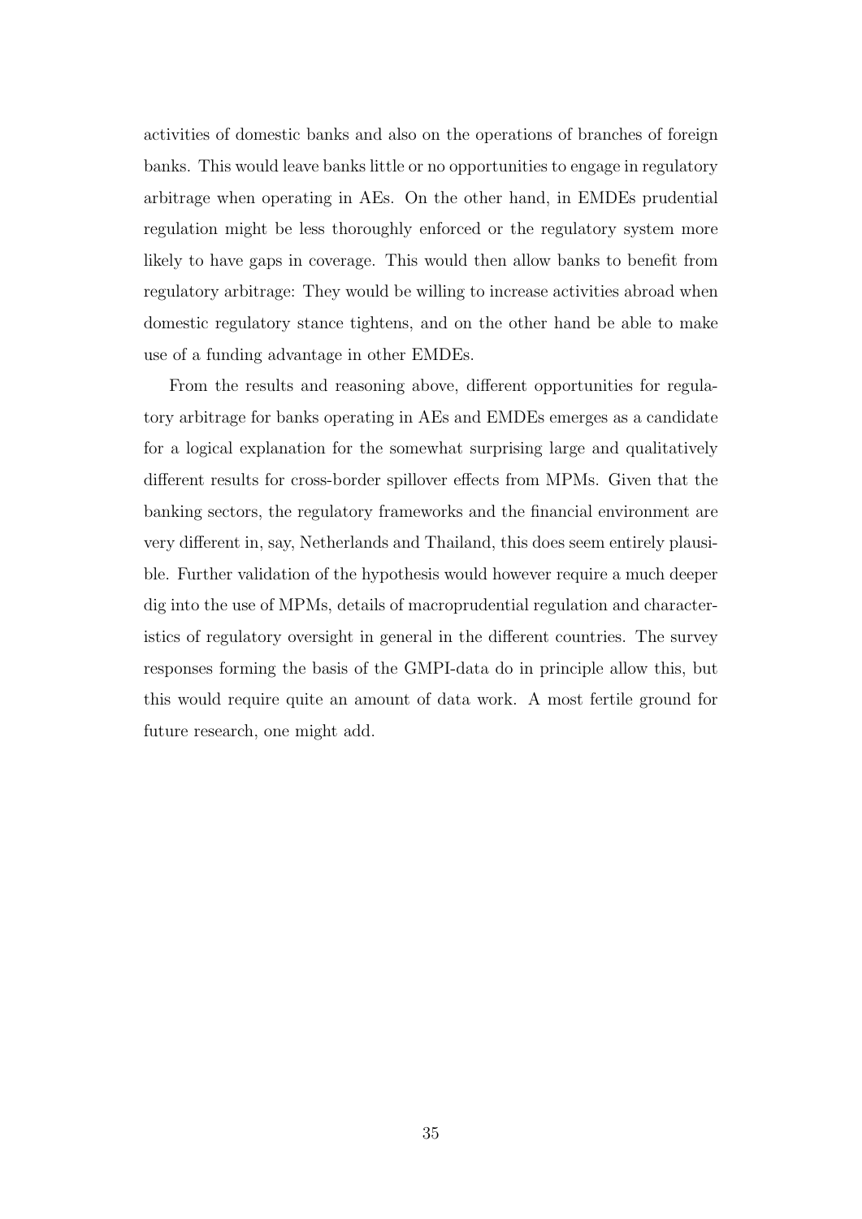activities of domestic banks and also on the operations of branches of foreign banks. This would leave banks little or no opportunities to engage in regulatory arbitrage when operating in AEs. On the other hand, in EMDEs prudential regulation might be less thoroughly enforced or the regulatory system more likely to have gaps in coverage. This would then allow banks to benefit from regulatory arbitrage: They would be willing to increase activities abroad when domestic regulatory stance tightens, and on the other hand be able to make use of a funding advantage in other EMDEs.

From the results and reasoning above, different opportunities for regulatory arbitrage for banks operating in AEs and EMDEs emerges as a candidate for a logical explanation for the somewhat surprising large and qualitatively different results for cross-border spillover effects from MPMs. Given that the banking sectors, the regulatory frameworks and the financial environment are very different in, say, Netherlands and Thailand, this does seem entirely plausible. Further validation of the hypothesis would however require a much deeper dig into the use of MPMs, details of macroprudential regulation and characteristics of regulatory oversight in general in the different countries. The survey responses forming the basis of the GMPI-data do in principle allow this, but this would require quite an amount of data work. A most fertile ground for future research, one might add.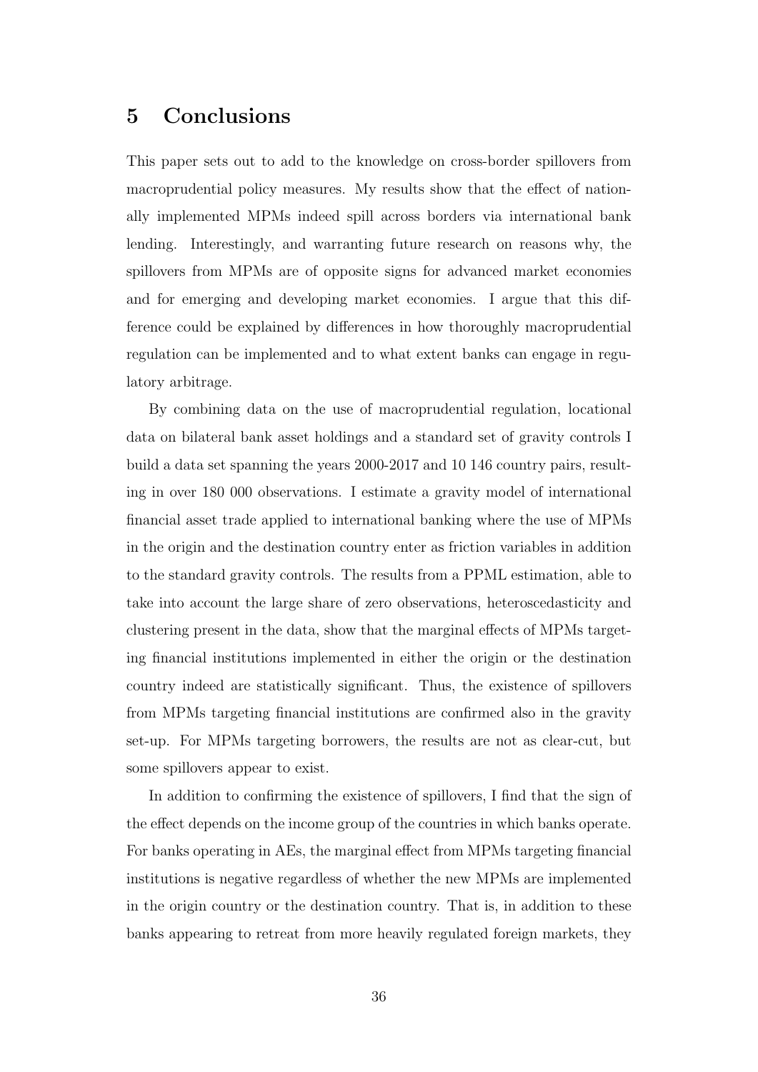## 5 Conclusions

This paper sets out to add to the knowledge on cross-border spillovers from macroprudential policy measures. My results show that the effect of nationally implemented MPMs indeed spill across borders via international bank lending. Interestingly, and warranting future research on reasons why, the spillovers from MPMs are of opposite signs for advanced market economies and for emerging and developing market economies. I argue that this difference could be explained by differences in how thoroughly macroprudential regulation can be implemented and to what extent banks can engage in regulatory arbitrage.

By combining data on the use of macroprudential regulation, locational data on bilateral bank asset holdings and a standard set of gravity controls I build a data set spanning the years 2000-2017 and 10 146 country pairs, resulting in over 180 000 observations. I estimate a gravity model of international financial asset trade applied to international banking where the use of MPMs in the origin and the destination country enter as friction variables in addition to the standard gravity controls. The results from a PPML estimation, able to take into account the large share of zero observations, heteroscedasticity and clustering present in the data, show that the marginal effects of MPMs targeting financial institutions implemented in either the origin or the destination country indeed are statistically significant. Thus, the existence of spillovers from MPMs targeting financial institutions are confirmed also in the gravity set-up. For MPMs targeting borrowers, the results are not as clear-cut, but some spillovers appear to exist.

In addition to confirming the existence of spillovers, I find that the sign of the effect depends on the income group of the countries in which banks operate. For banks operating in AEs, the marginal effect from MPMs targeting financial institutions is negative regardless of whether the new MPMs are implemented in the origin country or the destination country. That is, in addition to these banks appearing to retreat from more heavily regulated foreign markets, they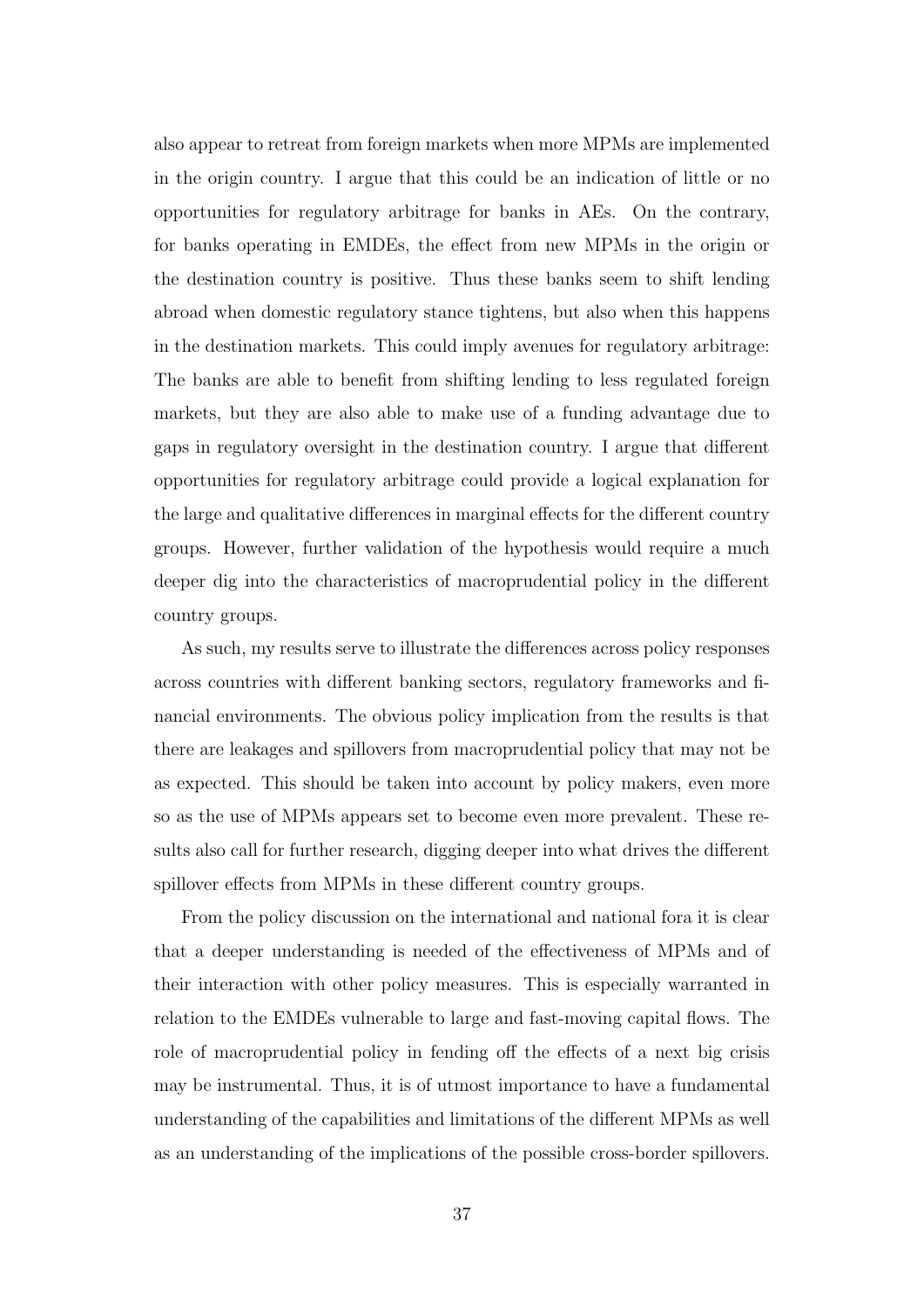also appear to retreat from foreign markets when more MPMs are implemented in the origin country. I argue that this could be an indication of little or no opportunities for regulatory arbitrage for banks in AEs. On the contrary, for banks operating in EMDEs, the effect from new MPMs in the origin or the destination country is positive. Thus these banks seem to shift lending abroad when domestic regulatory stance tightens, but also when this happens in the destination markets. This could imply avenues for regulatory arbitrage: The banks are able to benefit from shifting lending to less regulated foreign markets, but they are also able to make use of a funding advantage due to gaps in regulatory oversight in the destination country. I argue that different opportunities for regulatory arbitrage could provide a logical explanation for the large and qualitative differences in marginal effects for the different country groups. However, further validation of the hypothesis would require a much deeper dig into the characteristics of macroprudential policy in the different country groups.

As such, my results serve to illustrate the differences across policy responses across countries with different banking sectors, regulatory frameworks and financial environments. The obvious policy implication from the results is that there are leakages and spillovers from macroprudential policy that may not be as expected. This should be taken into account by policy makers, even more so as the use of MPMs appears set to become even more prevalent. These results also call for further research, digging deeper into what drives the different spillover effects from MPMs in these different country groups.

From the policy discussion on the international and national fora it is clear that a deeper understanding is needed of the effectiveness of MPMs and of their interaction with other policy measures. This is especially warranted in relation to the EMDEs vulnerable to large and fast-moving capital flows. The role of macroprudential policy in fending off the effects of a next big crisis may be instrumental. Thus, it is of utmost importance to have a fundamental understanding of the capabilities and limitations of the different MPMs as well as an understanding of the implications of the possible cross-border spillovers.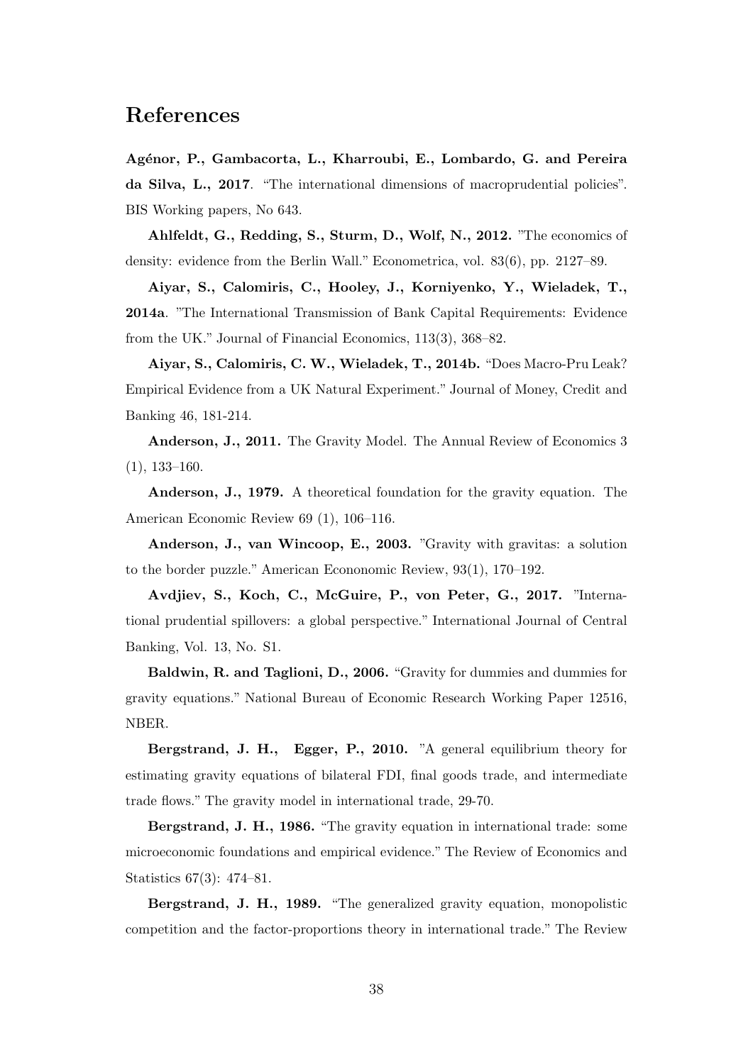## References

**Agénor, P., Gambacorta, L., Kharroubi, E., Lombardo, G. and Pereira da Silva, L., 2017**. "The international dimensions of macroprudential policies". BIS Working papers, No 643.

**Ahlfeldt, G., Redding, S., Sturm, D., Wolf, N., 2012.** "The economics of density: evidence from the Berlin Wall." Econometrica, vol. 83(6), pp. 2127–89.

**Aiyar, S., Calomiris, C., Hooley, J., Korniyenko, Y., Wieladek, T., 2014a**. "The International Transmission of Bank Capital Requirements: Evidence from the UK." Journal of Financial Economics, 113(3), 368–82.

**Aiyar, S., Calomiris, C. W., Wieladek, T., 2014b.** "Does Macro-Pru Leak? Empirical Evidence from a UK Natural Experiment." Journal of Money, Credit and Banking 46, 181-214.

**Anderson, J., 2011.** The Gravity Model. The Annual Review of Economics 3 (1), 133–160.

**Anderson, J., 1979.** A theoretical foundation for the gravity equation. The American Economic Review 69 (1), 106–116.

**Anderson, J., van Wincoop, E., 2003.** "Gravity with gravitas: a solution to the border puzzle." American Econonomic Review, 93(1), 170–192.

**Avdjiev, S., Koch, C., McGuire, P., von Peter, G., 2017.** "International prudential spillovers: a global perspective." International Journal of Central Banking, Vol. 13, No. S1.

**Baldwin, R. and Taglioni, D., 2006.** "Gravity for dummies and dummies for gravity equations." National Bureau of Economic Research Working Paper 12516, NBER.

**Bergstrand, J. H., Egger, P., 2010.** "A general equilibrium theory for estimating gravity equations of bilateral FDI, final goods trade, and intermediate trade flows." The gravity model in international trade, 29-70.

**Bergstrand, J. H., 1986.** "The gravity equation in international trade: some microeconomic foundations and empirical evidence." The Review of Economics and Statistics 67(3): 474–81.

**Bergstrand, J. H., 1989.** "The generalized gravity equation, monopolistic competition and the factor-proportions theory in international trade." The Review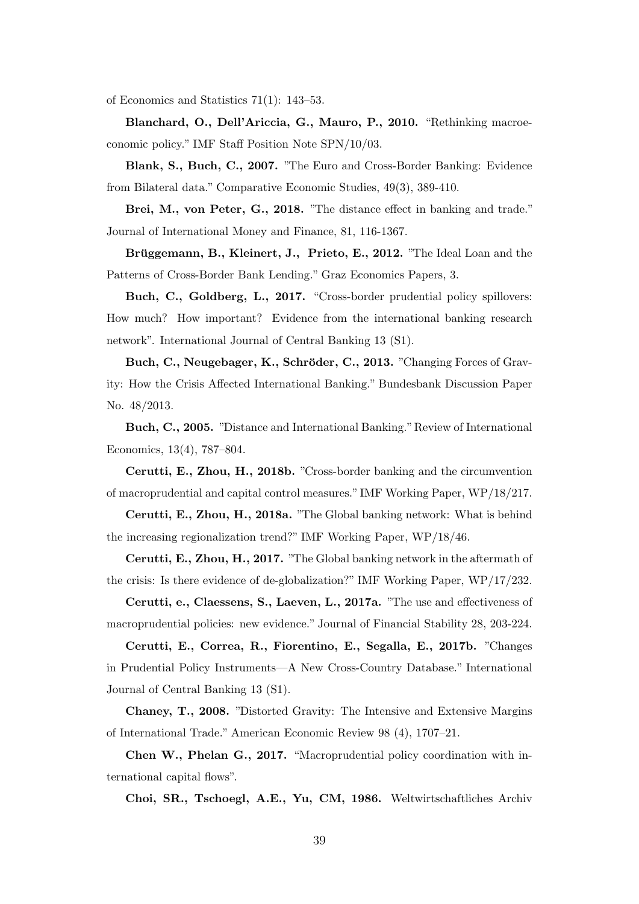of Economics and Statistics 71(1): 143–53.

**Blanchard, O., Dell'Ariccia, G., Mauro, P., 2010.** "Rethinking macroeconomic policy." IMF Staff Position Note SPN/10/03.

**Blank, S., Buch, C., 2007.** "The Euro and Cross-Border Banking: Evidence from Bilateral data." Comparative Economic Studies, 49(3), 389-410.

**Brei, M., von Peter, G., 2018.** "The distance effect in banking and trade." Journal of International Money and Finance, 81, 116-1367.

**Brüggemann, B., Kleinert, J., Prieto, E., 2012.** "The Ideal Loan and the Patterns of Cross-Border Bank Lending." Graz Economics Papers, 3.

**Buch, C., Goldberg, L., 2017.** "Cross-border prudential policy spillovers: How much? How important? Evidence from the international banking research network". International Journal of Central Banking 13 (S1).

**Buch, C., Neugebager, K., Schröder, C., 2013.** "Changing Forces of Gravity: How the Crisis Affected International Banking." Bundesbank Discussion Paper No. 48/2013.

**Buch, C., 2005.** "Distance and International Banking." Review of International Economics, 13(4), 787–804.

**Cerutti, E., Zhou, H., 2018b.** "Cross-border banking and the circumvention of macroprudential and capital control measures." IMF Working Paper, WP/18/217.

**Cerutti, E., Zhou, H., 2018a.** "The Global banking network: What is behind the increasing regionalization trend?" IMF Working Paper, WP/18/46.

**Cerutti, E., Zhou, H., 2017.** "The Global banking network in the aftermath of the crisis: Is there evidence of de-globalization?" IMF Working Paper, WP/17/232.

**Cerutti, e., Claessens, S., Laeven, L., 2017a.** "The use and effectiveness of macroprudential policies: new evidence." Journal of Financial Stability 28, 203-224.

**Cerutti, E., Correa, R., Fiorentino, E., Segalla, E., 2017b.** "Changes in Prudential Policy Instruments—A New Cross-Country Database." International Journal of Central Banking 13 (S1).

**Chaney, T., 2008.** "Distorted Gravity: The Intensive and Extensive Margins of International Trade." American Economic Review 98 (4), 1707–21.

**Chen W., Phelan G., 2017.** "Macroprudential policy coordination with international capital flows".

**Choi, SR., Tschoegl, A.E., Yu, CM, 1986.** Weltwirtschaftliches Archiv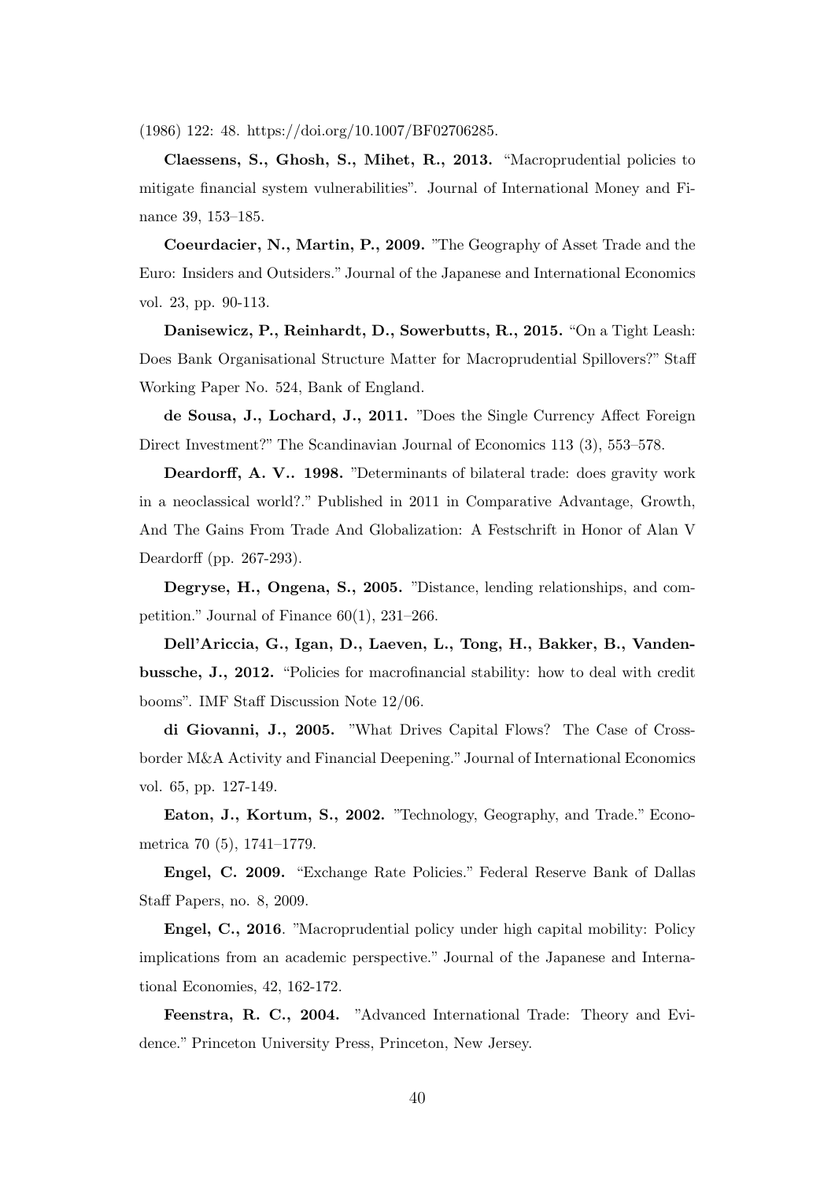(1986) 122: 48. https://doi.org/10.1007/BF02706285.

**Claessens, S., Ghosh, S., Mihet, R., 2013.** "Macroprudential policies to mitigate financial system vulnerabilities". Journal of International Money and Finance 39, 153–185.

**Coeurdacier, N., Martin, P., 2009.** "The Geography of Asset Trade and the Euro: Insiders and Outsiders." Journal of the Japanese and International Economics vol. 23, pp. 90-113.

**Danisewicz, P., Reinhardt, D., Sowerbutts, R., 2015.** "On a Tight Leash: Does Bank Organisational Structure Matter for Macroprudential Spillovers?" Staff Working Paper No. 524, Bank of England.

**de Sousa, J., Lochard, J., 2011.** "Does the Single Currency Affect Foreign Direct Investment?" The Scandinavian Journal of Economics 113 (3), 553–578.

**Deardorff, A. V.. 1998.** "Determinants of bilateral trade: does gravity work in a neoclassical world?." Published in 2011 in Comparative Advantage, Growth, And The Gains From Trade And Globalization: A Festschrift in Honor of Alan V Deardorff (pp. 267-293).

**Degryse, H., Ongena, S., 2005.** "Distance, lending relationships, and competition." Journal of Finance 60(1), 231–266.

**Dell'Ariccia, G., Igan, D., Laeven, L., Tong, H., Bakker, B., Vandenbussche, J., 2012.** "Policies for macrofinancial stability: how to deal with credit booms". IMF Staff Discussion Note 12/06.

**di Giovanni, J., 2005.** "What Drives Capital Flows? The Case of Cross-border M&A Activity and Financial Deepening." Journal of International Economics vol. 65, pp. 127-149.

**Eaton, J., Kortum, S., 2002.** "Technology, Geography, and Trade." Econometrica 70 (5), 1741–1779.

**Engel, C. 2009.** "Exchange Rate Policies." Federal Reserve Bank of Dallas Staff Papers, no. 8, 2009.

**Engel, C., 2016**. "Macroprudential policy under high capital mobility: Policy implications from an academic perspective." Journal of the Japanese and International Economies, 42, 162-172.

**Feenstra, R. C., 2004.** "Advanced International Trade: Theory and Evidence." Princeton University Press, Princeton, New Jersey.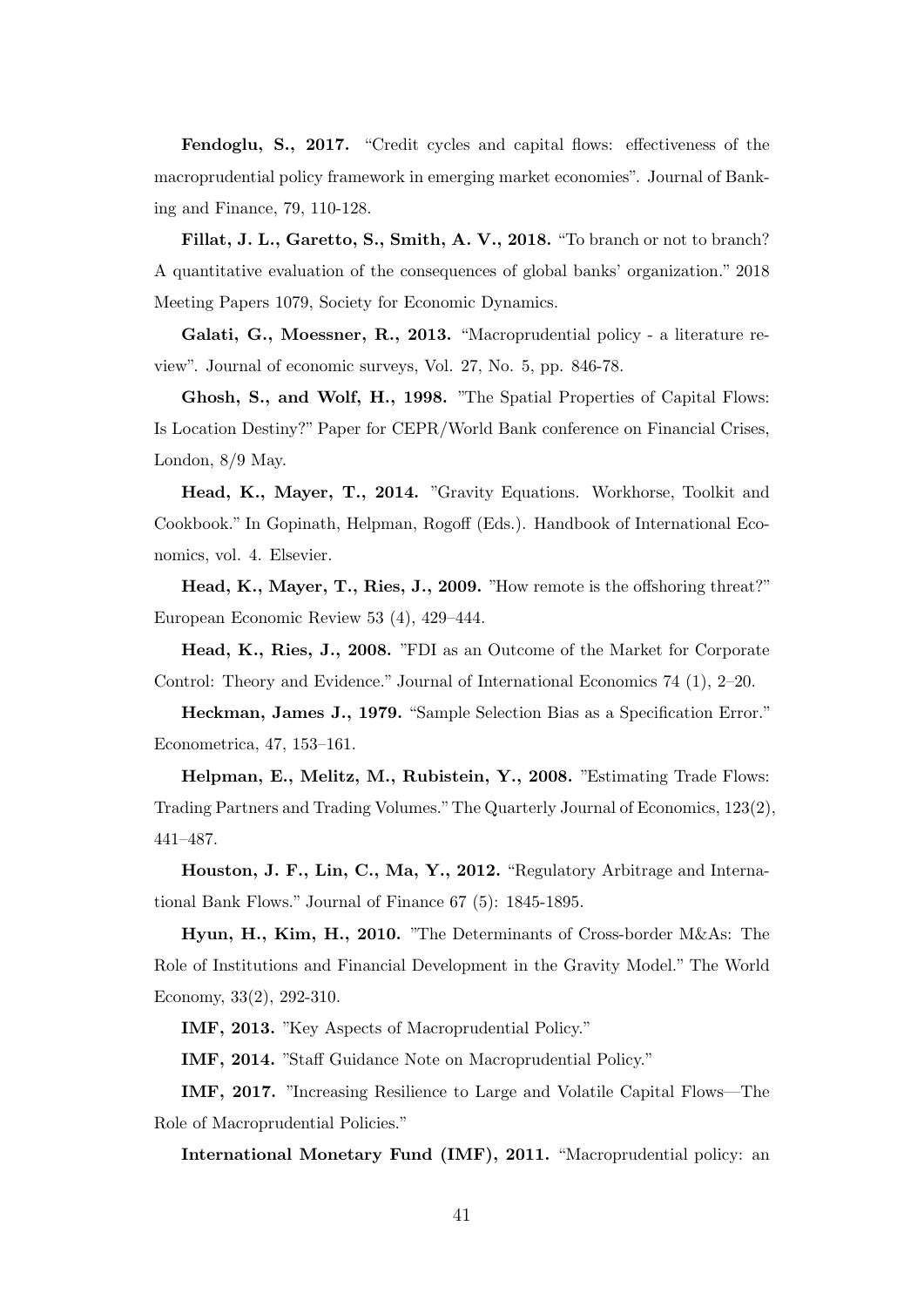**Fendoglu, S., 2017.** "Credit cycles and capital flows: effectiveness of the macroprudential policy framework in emerging market economies". Journal of Banking and Finance, 79, 110-128.

**Fillat, J. L., Garetto, S., Smith, A. V., 2018.** "To branch or not to branch? A quantitative evaluation of the consequences of global banks' organization." 2018 Meeting Papers 1079, Society for Economic Dynamics.

**Galati, G., Moessner, R., 2013.** "Macroprudential policy - a literature review". Journal of economic surveys, Vol. 27, No. 5, pp. 846-78.

**Ghosh, S., and Wolf, H., 1998.** "The Spatial Properties of Capital Flows: Is Location Destiny?" Paper for CEPR/World Bank conference on Financial Crises, London, 8/9 May.

**Head, K., Mayer, T., 2014.** "Gravity Equations. Workhorse, Toolkit and Cookbook." In Gopinath, Helpman, Rogoff (Eds.). Handbook of International Economics, vol. 4. Elsevier.

**Head, K., Mayer, T., Ries, J., 2009.** "How remote is the offshoring threat?" European Economic Review 53 (4), 429–444.

**Head, K., Ries, J., 2008.** "FDI as an Outcome of the Market for Corporate Control: Theory and Evidence." Journal of International Economics 74 (1), 2–20.

**Heckman, James J., 1979.** "Sample Selection Bias as a Specification Error." Econometrica, 47, 153–161.

**Helpman, E., Melitz, M., Rubistein, Y., 2008.** "Estimating Trade Flows: Trading Partners and Trading Volumes." The Quarterly Journal of Economics, 123(2), 441–487.

**Houston, J. F., Lin, C., Ma, Y., 2012.** "Regulatory Arbitrage and International Bank Flows." Journal of Finance 67 (5): 1845-1895.

**Hyun, H., Kim, H., 2010.** "The Determinants of Cross-border M&As: The Role of Institutions and Financial Development in the Gravity Model." The World Economy, 33(2), 292-310.

**IMF, 2013.** "Key Aspects of Macroprudential Policy."

**IMF, 2014.** "Staff Guidance Note on Macroprudential Policy."

**IMF, 2017.** "Increasing Resilience to Large and Volatile Capital Flows—The Role of Macroprudential Policies."

**International Monetary Fund (IMF), 2011.** "Macroprudential policy: an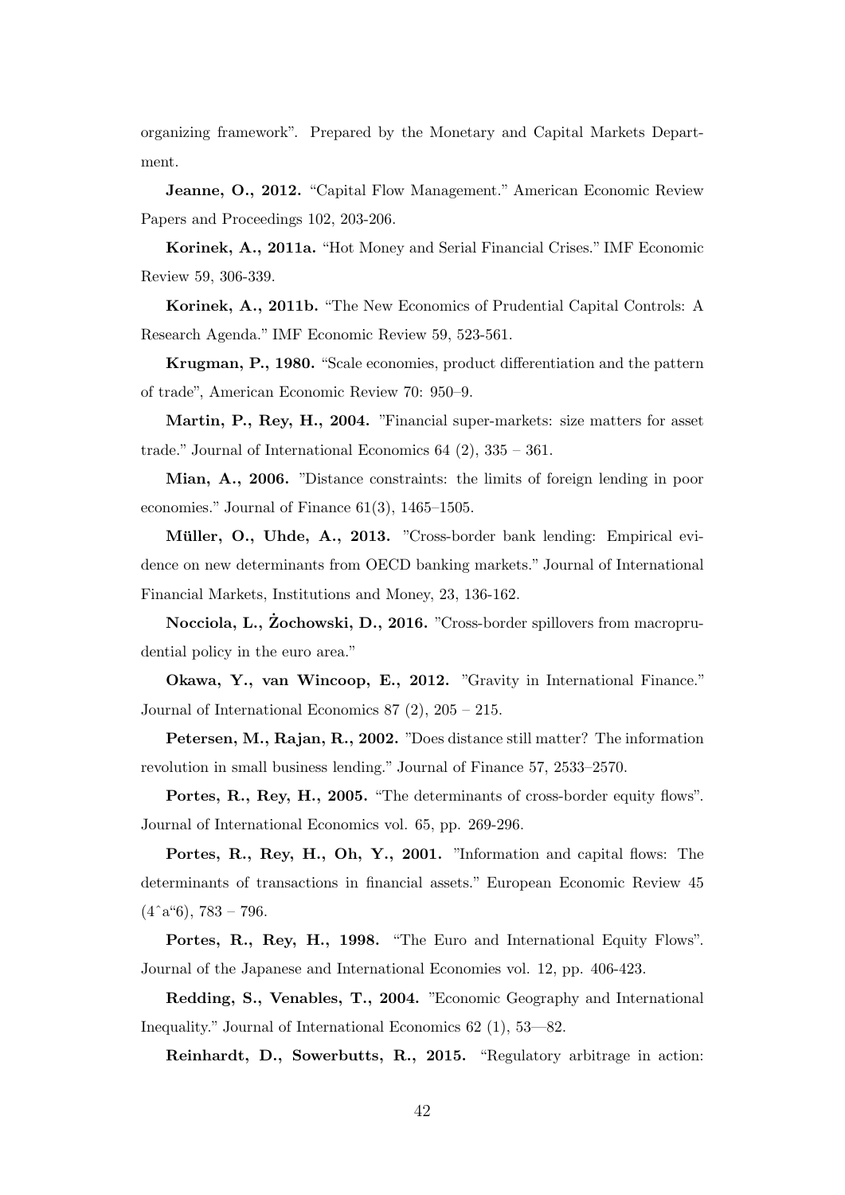organizing framework". Prepared by the Monetary and Capital Markets Department.

**Jeanne, O., 2012.** "Capital Flow Management." American Economic Review Papers and Proceedings 102, 203-206.

**Korinek, A., 2011a.** "Hot Money and Serial Financial Crises." IMF Economic Review 59, 306-339.

**Korinek, A., 2011b.** "The New Economics of Prudential Capital Controls: A Research Agenda." IMF Economic Review 59, 523-561.

**Krugman, P., 1980.** "Scale economies, product differentiation and the pattern of trade", American Economic Review 70: 950–9.

**Martin, P., Rey, H., 2004.** "Financial super-markets: size matters for asset trade." Journal of International Economics 64 (2), 335 – 361.

**Mian, A., 2006.** "Distance constraints: the limits of foreign lending in poor economies." Journal of Finance 61(3), 1465–1505.

**Müller, O., Uhde, A., 2013.** "Cross-border bank lending: Empirical evidence on new determinants from OECD banking markets." Journal of International Financial Markets, Institutions and Money, 23, 136-162.

**Nocciola, L., Żochowski, D., 2016.** "Cross-border spillovers from macroprudential policy in the euro area."

**Okawa, Y., van Wincoop, E., 2012.** "Gravity in International Finance." Journal of International Economics 87 (2), 205 – 215.

**Petersen, M., Rajan, R., 2002.** "Does distance still matter? The information revolution in small business lending." Journal of Finance 57, 2533–2570.

**Portes, R., Rey, H., 2005.** "The determinants of cross-border equity flows". Journal of International Economics vol. 65, pp. 269-296.

**Portes, R., Rey, H., Oh, Y., 2001.** "Information and capital flows: The determinants of transactions in financial assets." European Economic Review 45 (4ˆa"6), 783 – 796.

**Portes, R., Rey, H., 1998.** "The Euro and International Equity Flows". Journal of the Japanese and International Economies vol. 12, pp. 406-423.

**Redding, S., Venables, T., 2004.** "Economic Geography and International Inequality." Journal of International Economics 62 (1), 53—82.

**Reinhardt, D., Sowerbutts, R., 2015.** "Regulatory arbitrage in action: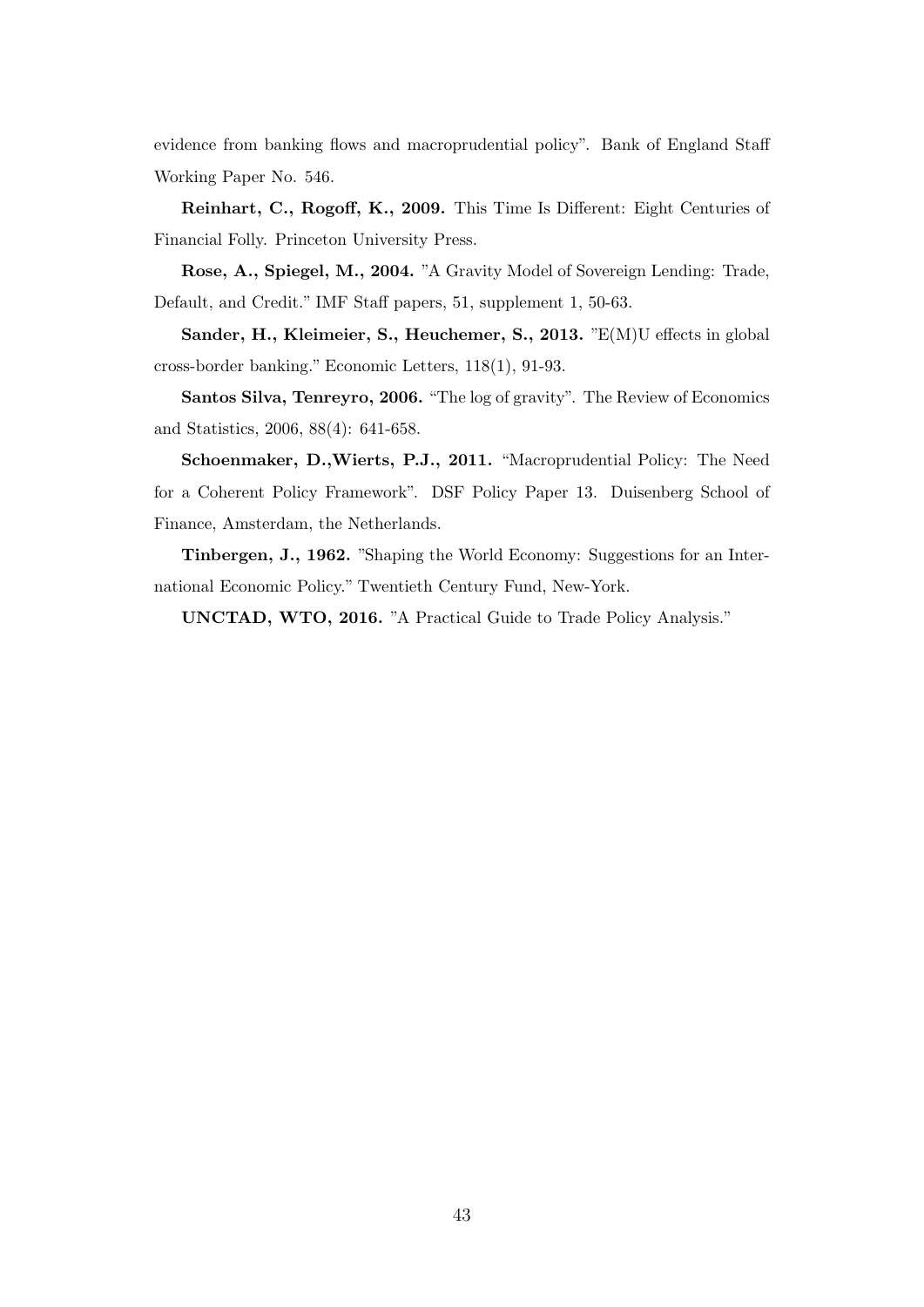evidence from banking flows and macroprudential policy". Bank of England Staff Working Paper No. 546.

**Reinhart, C., Rogoff, K., 2009.** This Time Is Different: Eight Centuries of Financial Folly. Princeton University Press.

**Rose, A., Spiegel, M., 2004.** "A Gravity Model of Sovereign Lending: Trade, Default, and Credit." IMF Staff papers, 51, supplement 1, 50-63.

**Sander, H., Kleimeier, S., Heuchemer, S., 2013.** "E(M)U effects in global cross-border banking." Economic Letters, 118(1), 91-93.

**Santos Silva, Tenreyro, 2006.** "The log of gravity". The Review of Economics and Statistics, 2006, 88(4): 641-658.

**Schoenmaker, D.,Wierts, P.J., 2011.** "Macroprudential Policy: The Need for a Coherent Policy Framework". DSF Policy Paper 13. Duisenberg School of Finance, Amsterdam, the Netherlands.

**Tinbergen, J., 1962.** "Shaping the World Economy: Suggestions for an International Economic Policy." Twentieth Century Fund, New-York.

**UNCTAD, WTO, 2016.** "A Practical Guide to Trade Policy Analysis."